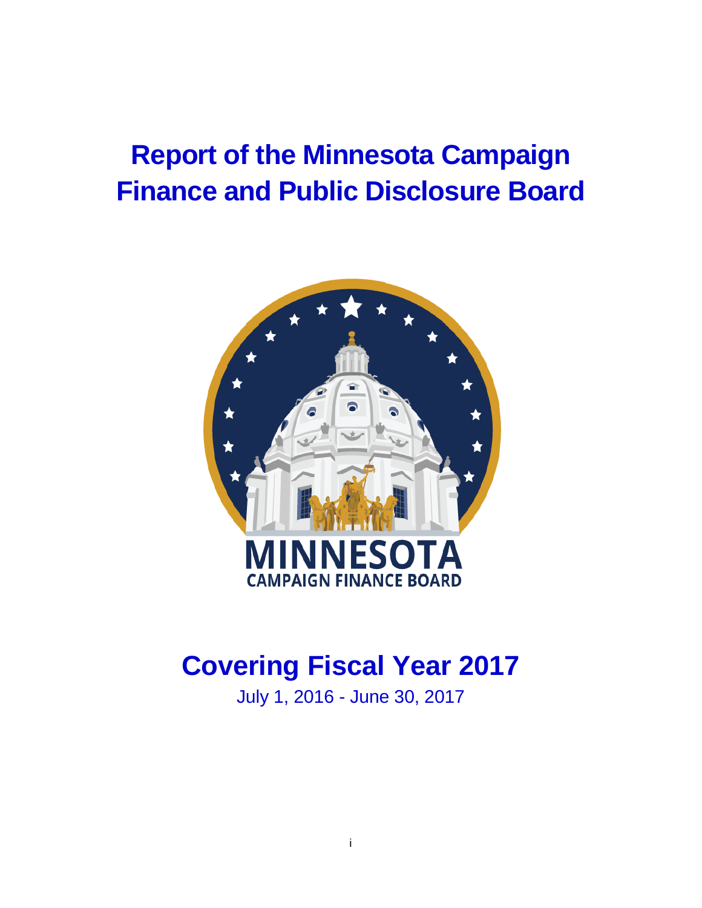# Report of the Minnesota Campaign Finance and Public Disclosure Board

MINNESOTA
CAMPAIGN FINANCE BOARD

# Covering Fiscal Year 2017

July 1, 2016 - June 30, 2017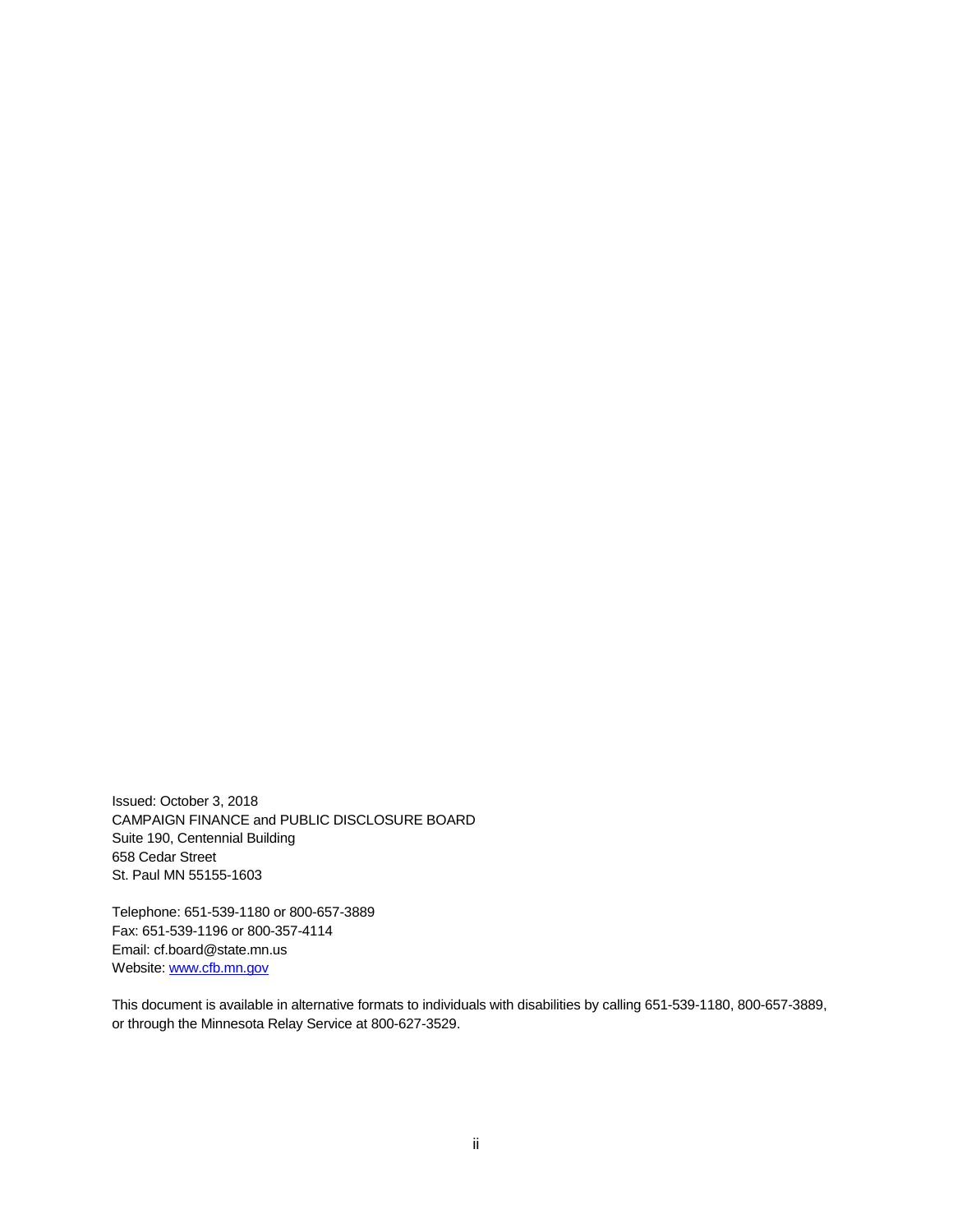Issued: October 3, 2018
CAMPAIGN FINANCE and PUBLIC DISCLOSURE BOARD
Suite 190, Centennial Building
658 Cedar Street
St. Paul MN 55155-1603

Telephone: 651-539-1180 or 800-657-3889
Fax: 651-539-1196 or 800-357-4114
Email: cf.board@state.mn.us
Website: www.cfb.mn.gov

This document is available in alternative formats to individuals with disabilities by calling 651-539-1180, 800-657-3889, or through the Minnesota Relay Service at 800-627-3529.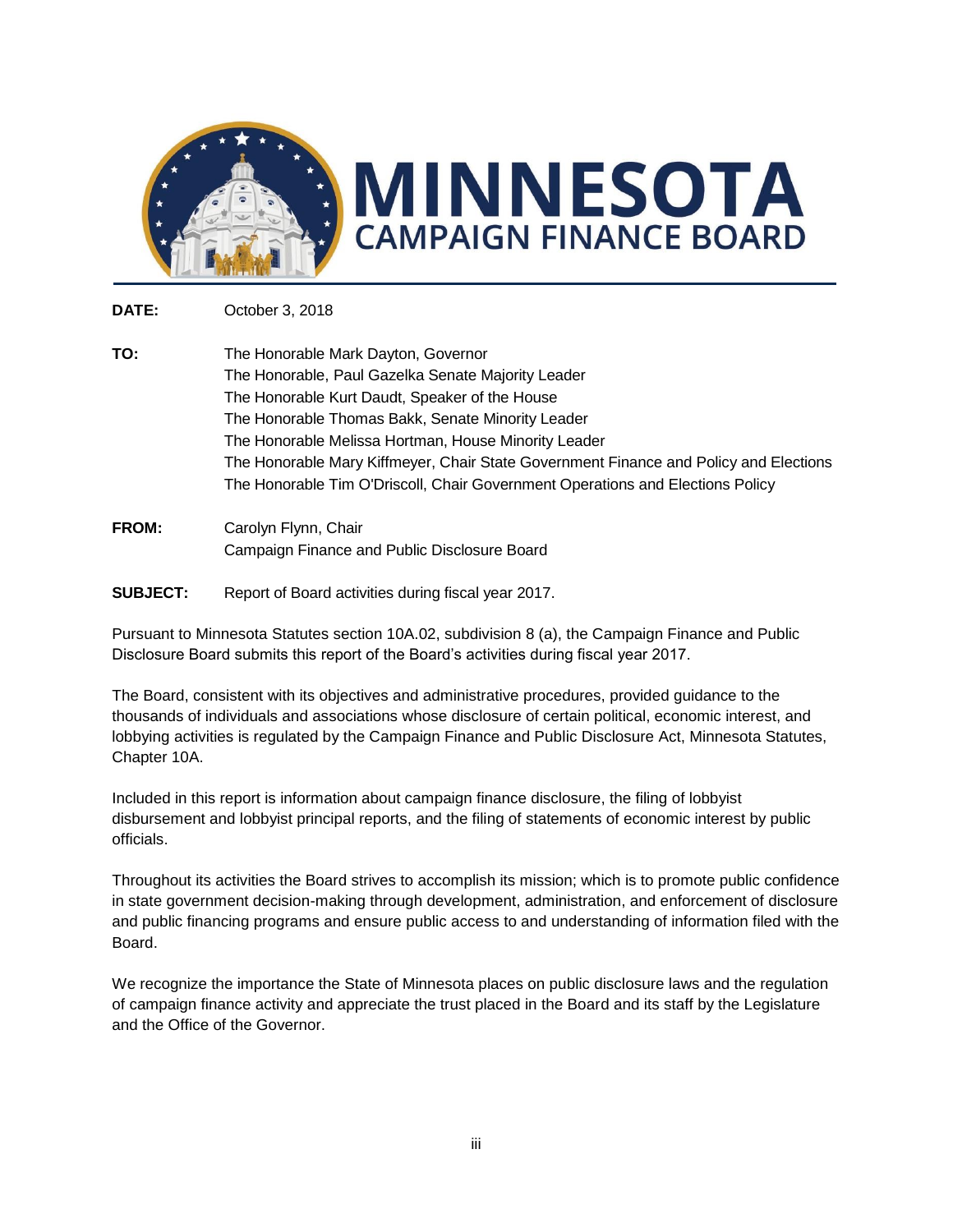# MINNESOTA CAMPAIGN FINANCE BOARD

**DATE:** October 3, 2018

**TO:** The Honorable Mark Dayton, Governor
The Honorable, Paul Gazelka Senate Majority Leader
The Honorable Kurt Daudt, Speaker of the House
The Honorable Thomas Bakk, Senate Minority Leader
The Honorable Melissa Hortman, House Minority Leader
The Honorable Mary Kiffmeyer, Chair State Government Finance and Policy and Elections
The Honorable Tim O'Driscoll, Chair Government Operations and Elections Policy

**FROM:** Carolyn Flynn, Chair
Campaign Finance and Public Disclosure Board

**SUBJECT:** Report of Board activities during fiscal year 2017.

Pursuant to Minnesota Statutes section 10A.02, subdivision 8 (a), the Campaign Finance and Public Disclosure Board submits this report of the Board's activities during fiscal year 2017.

The Board, consistent with its objectives and administrative procedures, provided guidance to the thousands of individuals and associations whose disclosure of certain political, economic interest, and lobbying activities is regulated by the Campaign Finance and Public Disclosure Act, Minnesota Statutes, Chapter 10A.

Included in this report is information about campaign finance disclosure, the filing of lobbyist disbursement and lobbyist principal reports, and the filing of statements of economic interest by public officials.

Throughout its activities the Board strives to accomplish its mission; which is to promote public confidence in state government decision-making through development, administration, and enforcement of disclosure and public financing programs and ensure public access to and understanding of information filed with the Board.

We recognize the importance the State of Minnesota places on public disclosure laws and the regulation of campaign finance activity and appreciate the trust placed in the Board and its staff by the Legislature and the Office of the Governor.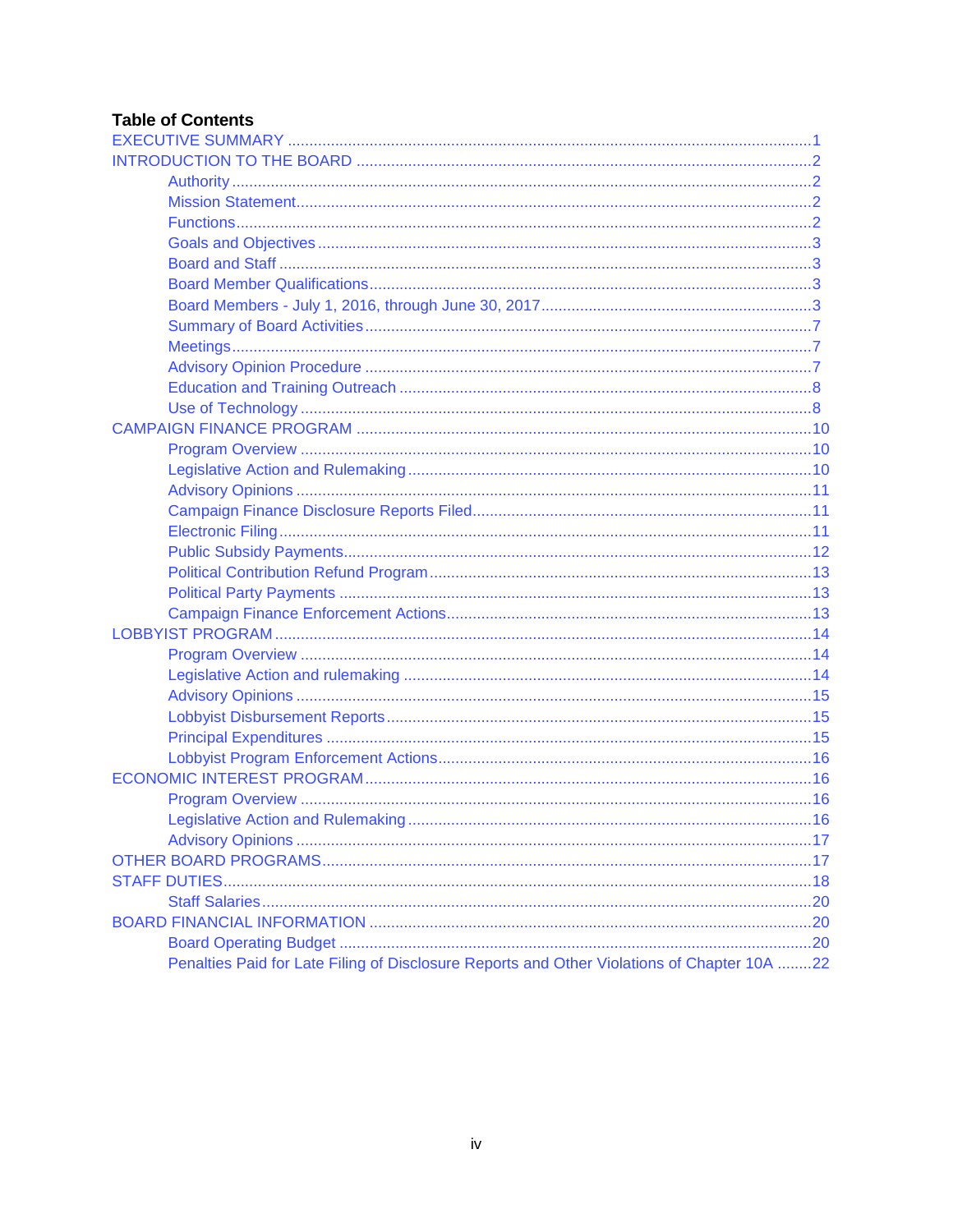**Table of Contents**

- EXECUTIVE SUMMARY ........ 1
- INTRODUCTION TO THE BOARD ........ 2
  - Authority ........ 2
  - Mission Statement ........ 2
  - Functions ........ 2
  - Goals and Objectives ........ 3
  - Board and Staff ........ 3
  - Board Member Qualifications ........ 3
  - Board Members - July 1, 2016, through June 30, 2017 ........ 3
  - Summary of Board Activities ........ 7
  - Meetings ........ 7
  - Advisory Opinion Procedure ........ 7
  - Education and Training Outreach ........ 8
  - Use of Technology ........ 8
- CAMPAIGN FINANCE PROGRAM ........ 10
  - Program Overview ........ 10
  - Legislative Action and Rulemaking ........ 10
  - Advisory Opinions ........ 11
  - Campaign Finance Disclosure Reports Filed ........ 11
  - Electronic Filing ........ 11
  - Public Subsidy Payments ........ 12
  - Political Contribution Refund Program ........ 13
  - Political Party Payments ........ 13
  - Campaign Finance Enforcement Actions ........ 13
- LOBBYIST PROGRAM ........ 14
  - Program Overview ........ 14
  - Legislative Action and rulemaking ........ 14
  - Advisory Opinions ........ 15
  - Lobbyist Disbursement Reports ........ 15
  - Principal Expenditures ........ 15
  - Lobbyist Program Enforcement Actions ........ 16
- ECONOMIC INTEREST PROGRAM ........ 16
  - Program Overview ........ 16
  - Legislative Action and Rulemaking ........ 16
  - Advisory Opinions ........ 17
- OTHER BOARD PROGRAMS ........ 17
- STAFF DUTIES ........ 18
  - Staff Salaries ........ 20
- BOARD FINANCIAL INFORMATION ........ 20
  - Board Operating Budget ........ 20
  - Penalties Paid for Late Filing of Disclosure Reports and Other Violations of Chapter 10A ........ 22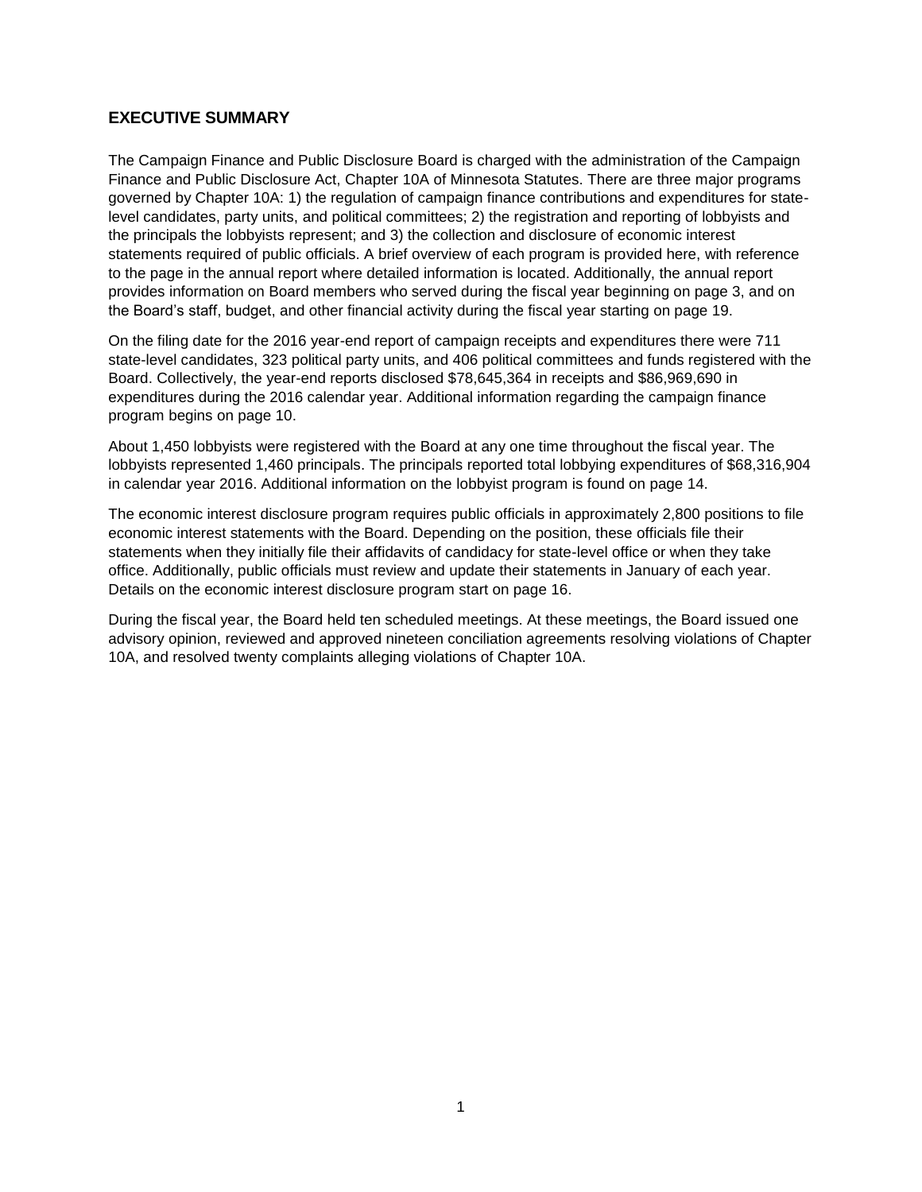## EXECUTIVE SUMMARY

The Campaign Finance and Public Disclosure Board is charged with the administration of the Campaign Finance and Public Disclosure Act, Chapter 10A of Minnesota Statutes. There are three major programs governed by Chapter 10A: 1) the regulation of campaign finance contributions and expenditures for state-level candidates, party units, and political committees; 2) the registration and reporting of lobbyists and the principals the lobbyists represent; and 3) the collection and disclosure of economic interest statements required of public officials. A brief overview of each program is provided here, with reference to the page in the annual report where detailed information is located. Additionally, the annual report provides information on Board members who served during the fiscal year beginning on page 3, and on the Board's staff, budget, and other financial activity during the fiscal year starting on page 19.

On the filing date for the 2016 year-end report of campaign receipts and expenditures there were 711 state-level candidates, 323 political party units, and 406 political committees and funds registered with the Board. Collectively, the year-end reports disclosed $78,645,364 in receipts and $86,969,690 in expenditures during the 2016 calendar year. Additional information regarding the campaign finance program begins on page 10.

About 1,450 lobbyists were registered with the Board at any one time throughout the fiscal year. The lobbyists represented 1,460 principals. The principals reported total lobbying expenditures of $68,316,904 in calendar year 2016. Additional information on the lobbyist program is found on page 14.

The economic interest disclosure program requires public officials in approximately 2,800 positions to file economic interest statements with the Board. Depending on the position, these officials file their statements when they initially file their affidavits of candidacy for state-level office or when they take office. Additionally, public officials must review and update their statements in January of each year. Details on the economic interest disclosure program start on page 16.

During the fiscal year, the Board held ten scheduled meetings. At these meetings, the Board issued one advisory opinion, reviewed and approved nineteen conciliation agreements resolving violations of Chapter 10A, and resolved twenty complaints alleging violations of Chapter 10A.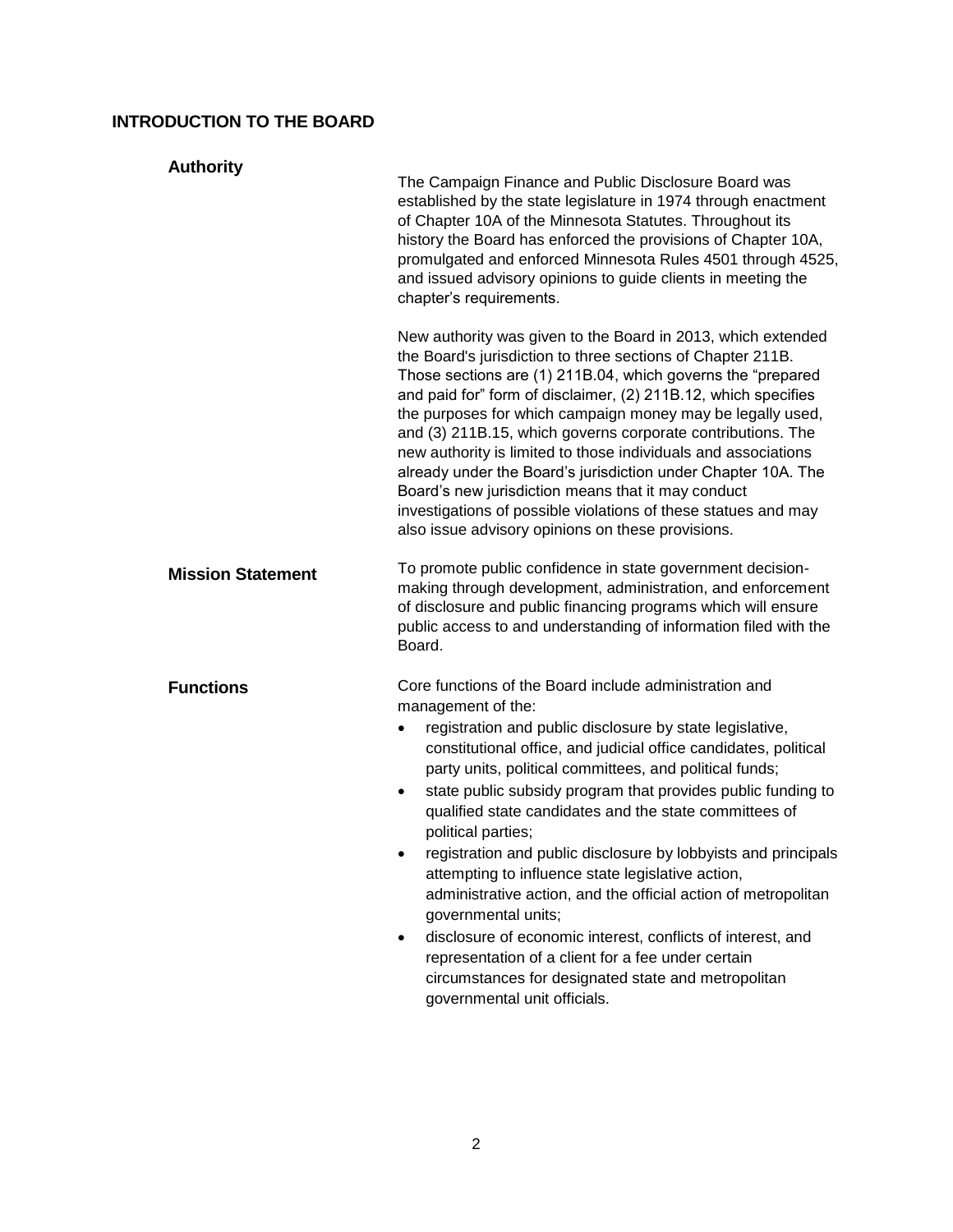## INTRODUCTION TO THE BOARD

### Authority

The Campaign Finance and Public Disclosure Board was established by the state legislature in 1974 through enactment of Chapter 10A of the Minnesota Statutes. Throughout its history the Board has enforced the provisions of Chapter 10A, promulgated and enforced Minnesota Rules 4501 through 4525, and issued advisory opinions to guide clients in meeting the chapter's requirements.

New authority was given to the Board in 2013, which extended the Board's jurisdiction to three sections of Chapter 211B. Those sections are (1) 211B.04, which governs the "prepared and paid for" form of disclaimer, (2) 211B.12, which specifies the purposes for which campaign money may be legally used, and (3) 211B.15, which governs corporate contributions. The new authority is limited to those individuals and associations already under the Board's jurisdiction under Chapter 10A. The Board's new jurisdiction means that it may conduct investigations of possible violations of these statues and may also issue advisory opinions on these provisions.

### Mission Statement

To promote public confidence in state government decision-making through development, administration, and enforcement of disclosure and public financing programs which will ensure public access to and understanding of information filed with the Board.

### Functions

Core functions of the Board include administration and management of the:

- registration and public disclosure by state legislative, constitutional office, and judicial office candidates, political party units, political committees, and political funds;
- state public subsidy program that provides public funding to qualified state candidates and the state committees of political parties;
- registration and public disclosure by lobbyists and principals attempting to influence state legislative action, administrative action, and the official action of metropolitan governmental units;
- disclosure of economic interest, conflicts of interest, and representation of a client for a fee under certain circumstances for designated state and metropolitan governmental unit officials.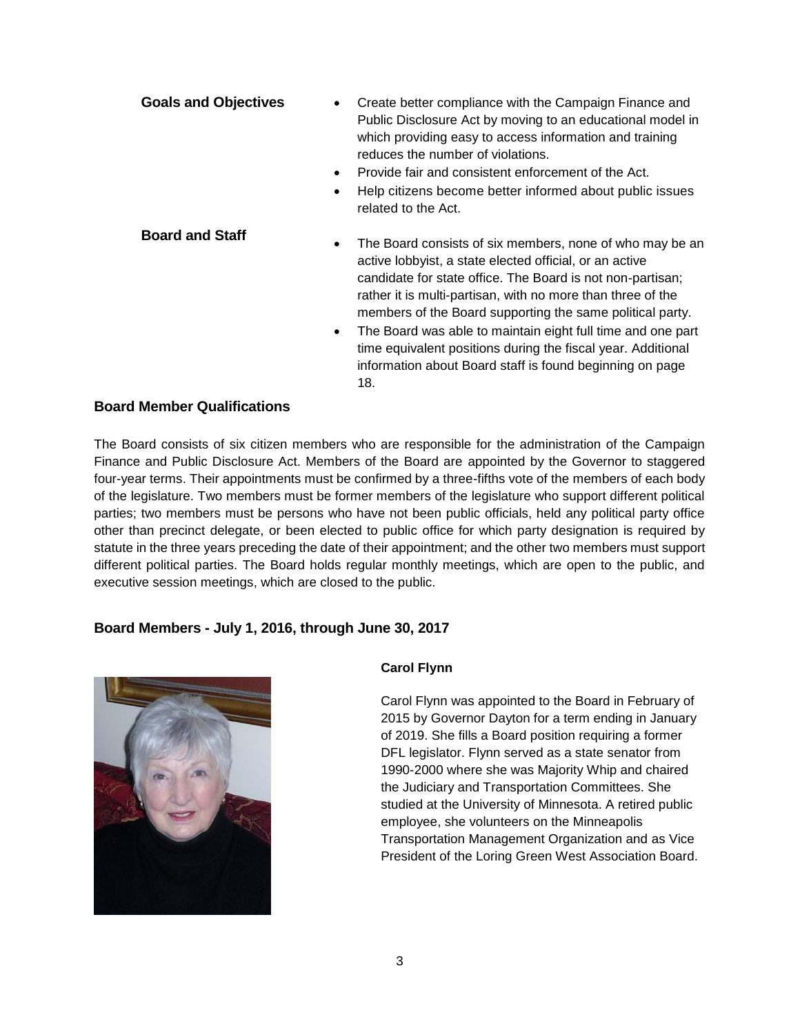**Goals and Objectives**

- Create better compliance with the Campaign Finance and Public Disclosure Act by moving to an educational model in which providing easy to access information and training reduces the number of violations.
- Provide fair and consistent enforcement of the Act.
- Help citizens become better informed about public issues related to the Act.

**Board and Staff**

- The Board consists of six members, none of who may be an active lobbyist, a state elected official, or an active candidate for state office. The Board is not non-partisan; rather it is multi-partisan, with no more than three of the members of the Board supporting the same political party.
- The Board was able to maintain eight full time and one part time equivalent positions during the fiscal year. Additional information about Board staff is found beginning on page 18.

## Board Member Qualifications

The Board consists of six citizen members who are responsible for the administration of the Campaign Finance and Public Disclosure Act. Members of the Board are appointed by the Governor to staggered four-year terms. Their appointments must be confirmed by a three-fifths vote of the members of each body of the legislature. Two members must be former members of the legislature who support different political parties; two members must be persons who have not been public officials, held any political party office other than precinct delegate, or been elected to public office for which party designation is required by statute in the three years preceding the date of their appointment; and the other two members must support different political parties. The Board holds regular monthly meetings, which are open to the public, and executive session meetings, which are closed to the public.

## Board Members - July 1, 2016, through June 30, 2017

**Carol Flynn**

Carol Flynn was appointed to the Board in February of 2015 by Governor Dayton for a term ending in January of 2019. She fills a Board position requiring a former DFL legislator. Flynn served as a state senator from 1990-2000 where she was Majority Whip and chaired the Judiciary and Transportation Committees. She studied at the University of Minnesota. A retired public employee, she volunteers on the Minneapolis Transportation Management Organization and as Vice President of the Loring Green West Association Board.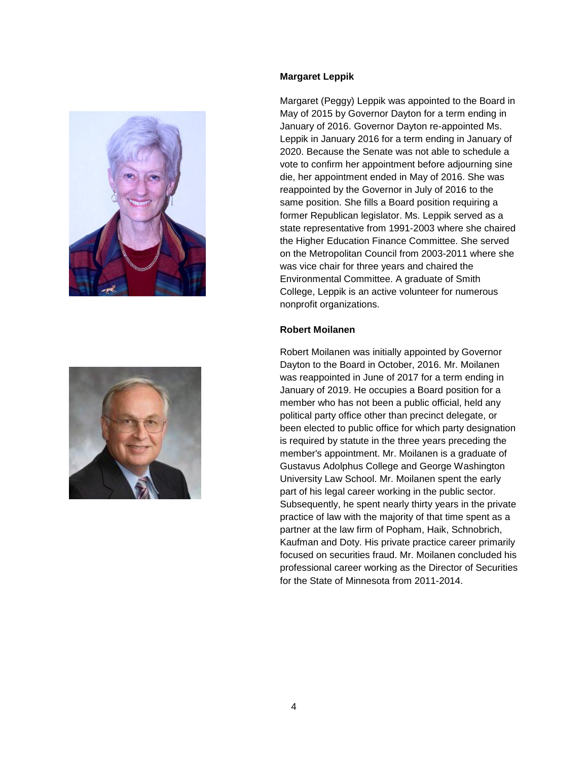### Margaret Leppik

Margaret (Peggy) Leppik was appointed to the Board in May of 2015 by Governor Dayton for a term ending in January of 2016. Governor Dayton re-appointed Ms. Leppik in January 2016 for a term ending in January of 2020. Because the Senate was not able to schedule a vote to confirm her appointment before adjourning sine die, her appointment ended in May of 2016. She was reappointed by the Governor in July of 2016 to the same position. She fills a Board position requiring a former Republican legislator. Ms. Leppik served as a state representative from 1991-2003 where she chaired the Higher Education Finance Committee. She served on the Metropolitan Council from 2003-2011 where she was vice chair for three years and chaired the Environmental Committee. A graduate of Smith College, Leppik is an active volunteer for numerous nonprofit organizations.

### Robert Moilanen

Robert Moilanen was initially appointed by Governor Dayton to the Board in October, 2016. Mr. Moilanen was reappointed in June of 2017 for a term ending in January of 2019. He occupies a Board position for a member who has not been a public official, held any political party office other than precinct delegate, or been elected to public office for which party designation is required by statute in the three years preceding the member's appointment. Mr. Moilanen is a graduate of Gustavus Adolphus College and George Washington University Law School. Mr. Moilanen spent the early part of his legal career working in the public sector. Subsequently, he spent nearly thirty years in the private practice of law with the majority of that time spent as a partner at the law firm of Popham, Haik, Schnobrich, Kaufman and Doty. His private practice career primarily focused on securities fraud. Mr. Moilanen concluded his professional career working as the Director of Securities for the State of Minnesota from 2011-2014.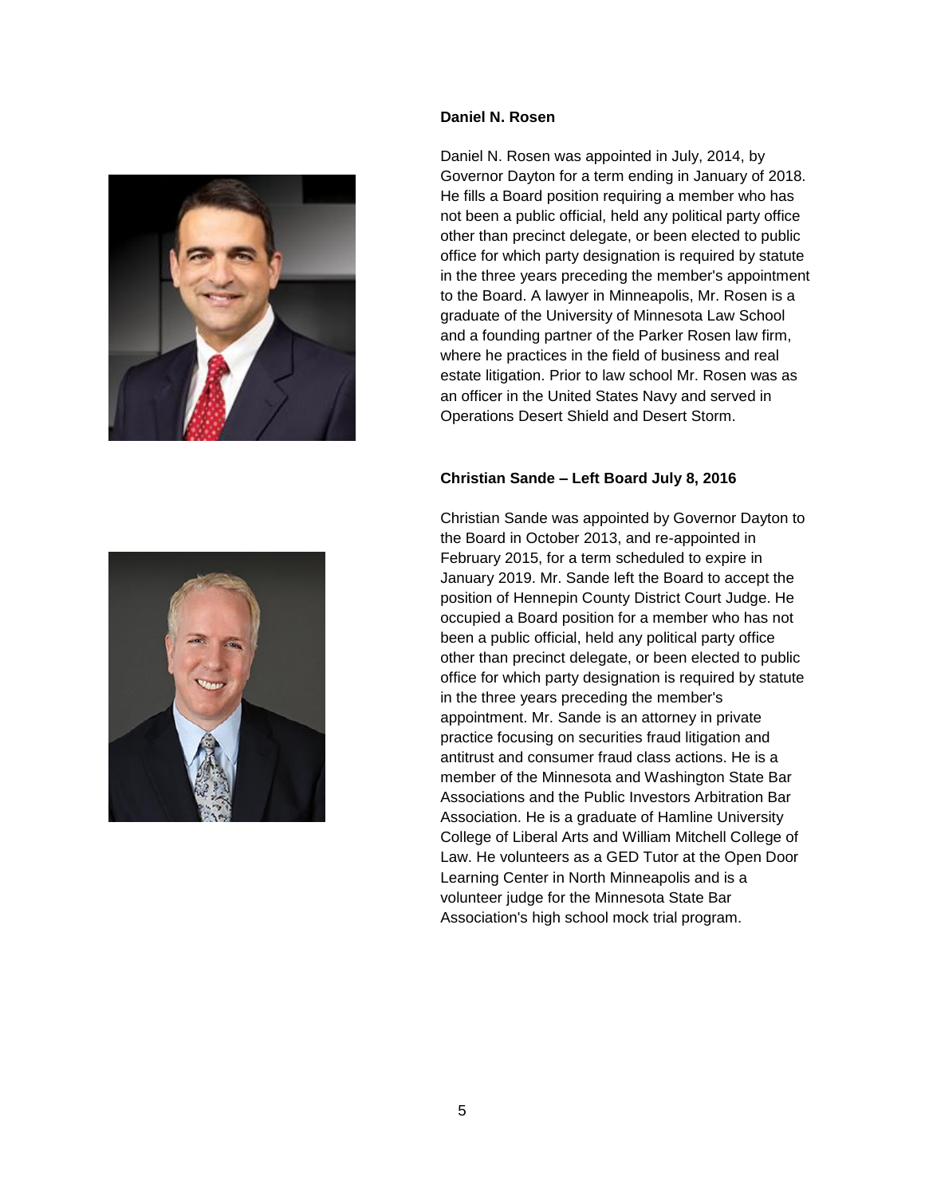### Daniel N. Rosen

Daniel N. Rosen was appointed in July, 2014, by Governor Dayton for a term ending in January of 2018. He fills a Board position requiring a member who has not been a public official, held any political party office other than precinct delegate, or been elected to public office for which party designation is required by statute in the three years preceding the member's appointment to the Board. A lawyer in Minneapolis, Mr. Rosen is a graduate of the University of Minnesota Law School and a founding partner of the Parker Rosen law firm, where he practices in the field of business and real estate litigation. Prior to law school Mr. Rosen was as an officer in the United States Navy and served in Operations Desert Shield and Desert Storm.

### Christian Sande – Left Board July 8, 2016

Christian Sande was appointed by Governor Dayton to the Board in October 2013, and re-appointed in February 2015, for a term scheduled to expire in January 2019. Mr. Sande left the Board to accept the position of Hennepin County District Court Judge. He occupied a Board position for a member who has not been a public official, held any political party office other than precinct delegate, or been elected to public office for which party designation is required by statute in the three years preceding the member's appointment. Mr. Sande is an attorney in private practice focusing on securities fraud litigation and antitrust and consumer fraud class actions. He is a member of the Minnesota and Washington State Bar Associations and the Public Investors Arbitration Bar Association. He is a graduate of Hamline University College of Liberal Arts and William Mitchell College of Law. He volunteers as a GED Tutor at the Open Door Learning Center in North Minneapolis and is a volunteer judge for the Minnesota State Bar Association's high school mock trial program.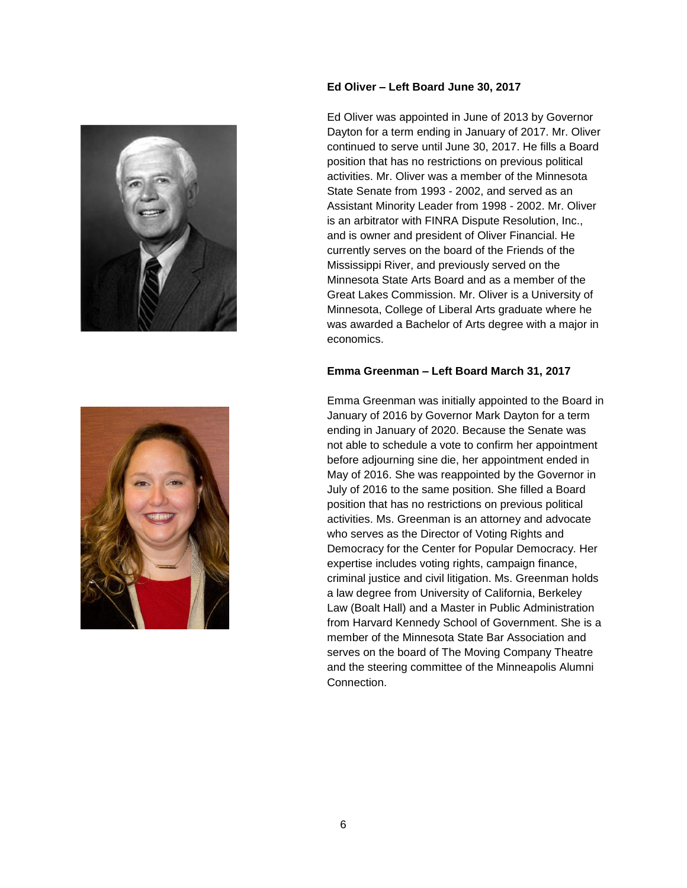**Ed Oliver – Left Board June 30, 2017**

Ed Oliver was appointed in June of 2013 by Governor Dayton for a term ending in January of 2017. Mr. Oliver continued to serve until June 30, 2017. He fills a Board position that has no restrictions on previous political activities. Mr. Oliver was a member of the Minnesota State Senate from 1993 - 2002, and served as an Assistant Minority Leader from 1998 - 2002. Mr. Oliver is an arbitrator with FINRA Dispute Resolution, Inc., and is owner and president of Oliver Financial. He currently serves on the board of the Friends of the Mississippi River, and previously served on the Minnesota State Arts Board and as a member of the Great Lakes Commission. Mr. Oliver is a University of Minnesota, College of Liberal Arts graduate where he was awarded a Bachelor of Arts degree with a major in economics.

**Emma Greenman – Left Board March 31, 2017**

Emma Greenman was initially appointed to the Board in January of 2016 by Governor Mark Dayton for a term ending in January of 2020. Because the Senate was not able to schedule a vote to confirm her appointment before adjourning sine die, her appointment ended in May of 2016. She was reappointed by the Governor in July of 2016 to the same position. She filled a Board position that has no restrictions on previous political activities. Ms. Greenman is an attorney and advocate who serves as the Director of Voting Rights and Democracy for the Center for Popular Democracy. Her expertise includes voting rights, campaign finance, criminal justice and civil litigation. Ms. Greenman holds a law degree from University of California, Berkeley Law (Boalt Hall) and a Master in Public Administration from Harvard Kennedy School of Government. She is a member of the Minnesota State Bar Association and serves on the board of The Moving Company Theatre and the steering committee of the Minneapolis Alumni Connection.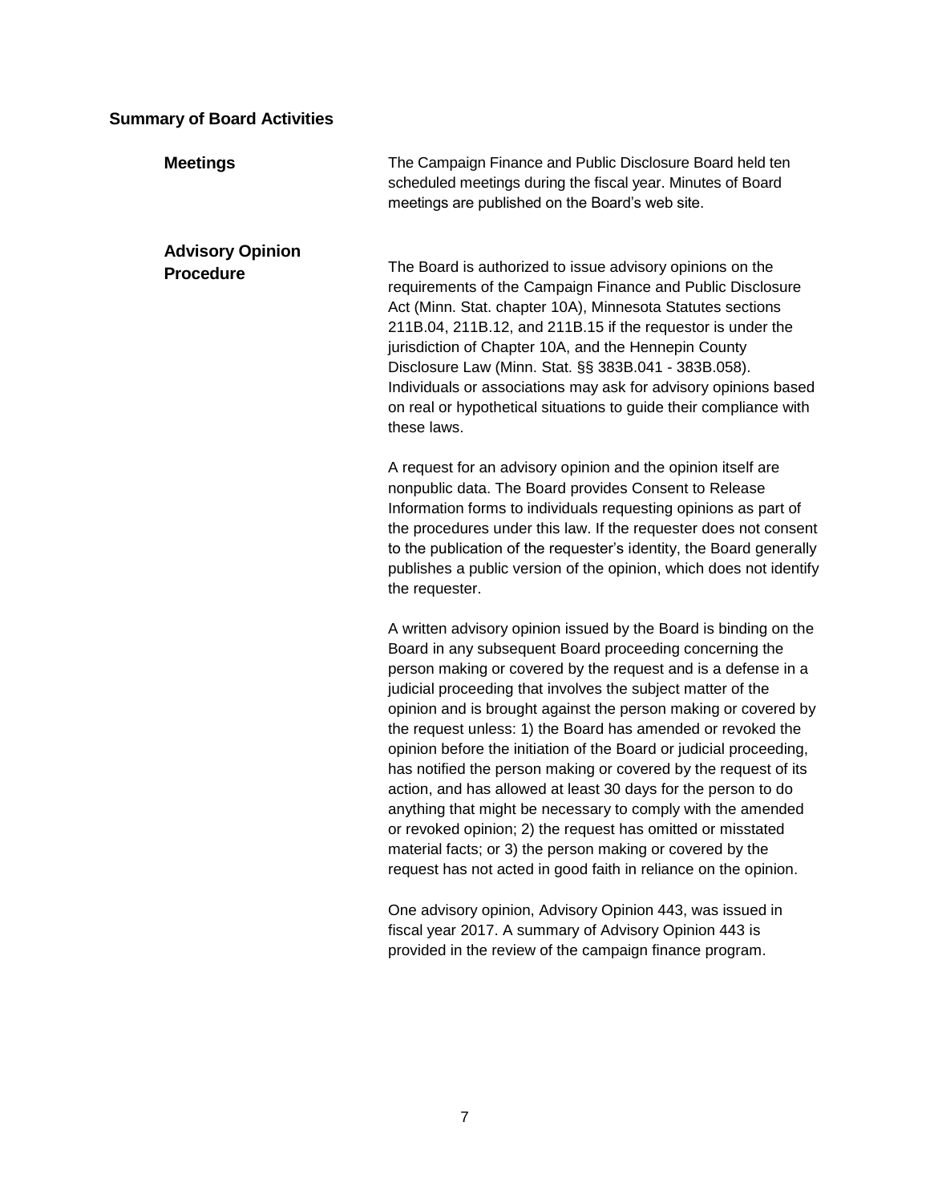## Summary of Board Activities

### Meetings

The Campaign Finance and Public Disclosure Board held ten scheduled meetings during the fiscal year. Minutes of Board meetings are published on the Board's web site.

### Advisory Opinion Procedure

The Board is authorized to issue advisory opinions on the requirements of the Campaign Finance and Public Disclosure Act (Minn. Stat. chapter 10A), Minnesota Statutes sections 211B.04, 211B.12, and 211B.15 if the requestor is under the jurisdiction of Chapter 10A, and the Hennepin County Disclosure Law (Minn. Stat. §§ 383B.041 - 383B.058). Individuals or associations may ask for advisory opinions based on real or hypothetical situations to guide their compliance with these laws.

A request for an advisory opinion and the opinion itself are nonpublic data. The Board provides Consent to Release Information forms to individuals requesting opinions as part of the procedures under this law. If the requester does not consent to the publication of the requester's identity, the Board generally publishes a public version of the opinion, which does not identify the requester.

A written advisory opinion issued by the Board is binding on the Board in any subsequent Board proceeding concerning the person making or covered by the request and is a defense in a judicial proceeding that involves the subject matter of the opinion and is brought against the person making or covered by the request unless: 1) the Board has amended or revoked the opinion before the initiation of the Board or judicial proceeding, has notified the person making or covered by the request of its action, and has allowed at least 30 days for the person to do anything that might be necessary to comply with the amended or revoked opinion; 2) the request has omitted or misstated material facts; or 3) the person making or covered by the request has not acted in good faith in reliance on the opinion.

One advisory opinion, Advisory Opinion 443, was issued in fiscal year 2017. A summary of Advisory Opinion 443 is provided in the review of the campaign finance program.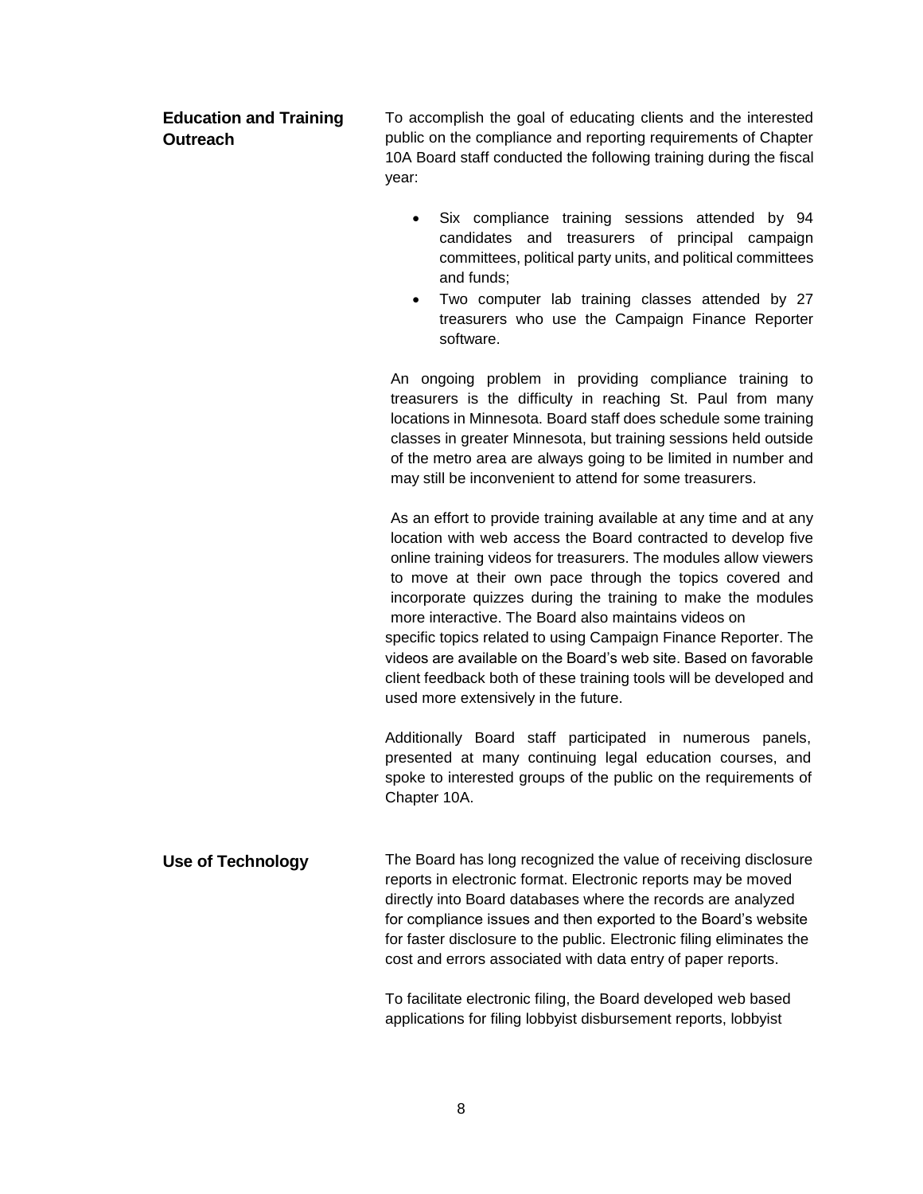## Education and Training Outreach

To accomplish the goal of educating clients and the interested public on the compliance and reporting requirements of Chapter 10A Board staff conducted the following training during the fiscal year:

- Six compliance training sessions attended by 94 candidates and treasurers of principal campaign committees, political party units, and political committees and funds;
- Two computer lab training classes attended by 27 treasurers who use the Campaign Finance Reporter software.

An ongoing problem in providing compliance training to treasurers is the difficulty in reaching St. Paul from many locations in Minnesota. Board staff does schedule some training classes in greater Minnesota, but training sessions held outside of the metro area are always going to be limited in number and may still be inconvenient to attend for some treasurers.

As an effort to provide training available at any time and at any location with web access the Board contracted to develop five online training videos for treasurers. The modules allow viewers to move at their own pace through the topics covered and incorporate quizzes during the training to make the modules more interactive. The Board also maintains videos on specific topics related to using Campaign Finance Reporter. The videos are available on the Board's web site. Based on favorable client feedback both of these training tools will be developed and used more extensively in the future.

Additionally Board staff participated in numerous panels, presented at many continuing legal education courses, and spoke to interested groups of the public on the requirements of Chapter 10A.

## Use of Technology

The Board has long recognized the value of receiving disclosure reports in electronic format. Electronic reports may be moved directly into Board databases where the records are analyzed for compliance issues and then exported to the Board's website for faster disclosure to the public. Electronic filing eliminates the cost and errors associated with data entry of paper reports.

To facilitate electronic filing, the Board developed web based applications for filing lobbyist disbursement reports, lobbyist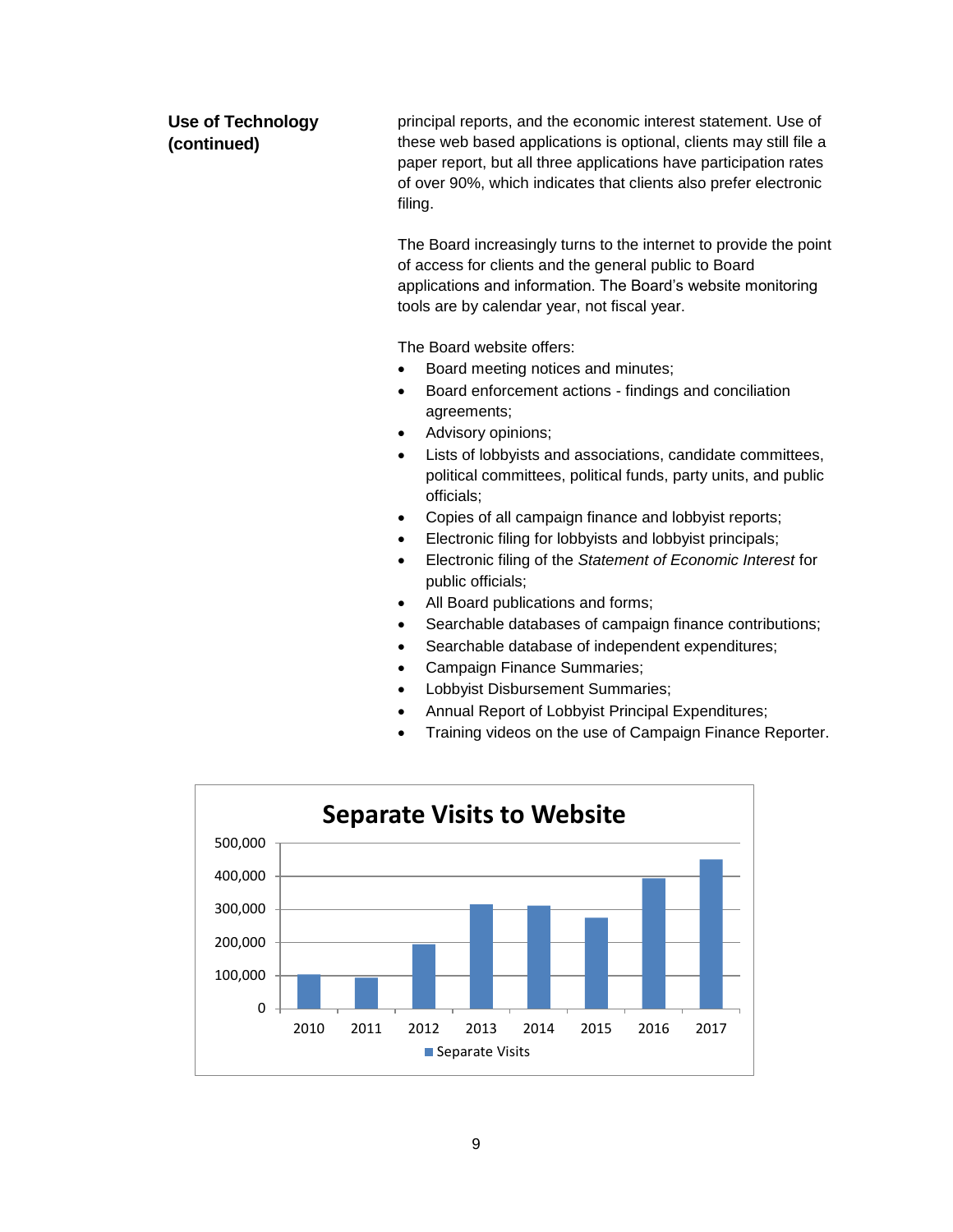**Use of Technology (continued)**

principal reports, and the economic interest statement. Use of these web based applications is optional, clients may still file a paper report, but all three applications have participation rates of over 90%, which indicates that clients also prefer electronic filing.

The Board increasingly turns to the internet to provide the point of access for clients and the general public to Board applications and information. The Board's website monitoring tools are by calendar year, not fiscal year.

The Board website offers:

- Board meeting notices and minutes;
- Board enforcement actions - findings and conciliation agreements;
- Advisory opinions;
- Lists of lobbyists and associations, candidate committees, political committees, political funds, party units, and public officials;
- Copies of all campaign finance and lobbyist reports;
- Electronic filing for lobbyists and lobbyist principals;
- Electronic filing of the *Statement of Economic Interest* for public officials;
- All Board publications and forms;
- Searchable databases of campaign finance contributions;
- Searchable database of independent expenditures;
- Campaign Finance Summaries;
- Lobbyist Disbursement Summaries;
- Annual Report of Lobbyist Principal Expenditures;
- Training videos on the use of Campaign Finance Reporter.

**Separate Visits to Website**

500,000
400,000
300,000
200,000
100,000
0

2010 2011 2012 2013 2014 2015 2016 2017

Separate Visits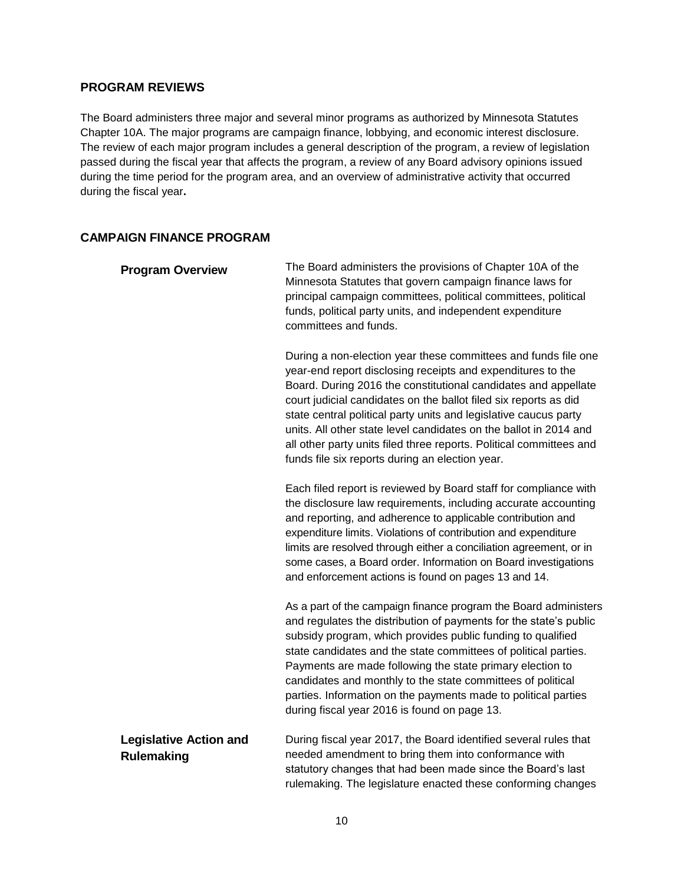## PROGRAM REVIEWS

The Board administers three major and several minor programs as authorized by Minnesota Statutes Chapter 10A. The major programs are campaign finance, lobbying, and economic interest disclosure. The review of each major program includes a general description of the program, a review of legislation passed during the fiscal year that affects the program, a review of any Board advisory opinions issued during the time period for the program area, and an overview of administrative activity that occurred during the fiscal year**.**

## CAMPAIGN FINANCE PROGRAM

### Program Overview

The Board administers the provisions of Chapter 10A of the Minnesota Statutes that govern campaign finance laws for principal campaign committees, political committees, political funds, political party units, and independent expenditure committees and funds.

During a non-election year these committees and funds file one year-end report disclosing receipts and expenditures to the Board. During 2016 the constitutional candidates and appellate court judicial candidates on the ballot filed six reports as did state central political party units and legislative caucus party units. All other state level candidates on the ballot in 2014 and all other party units filed three reports. Political committees and funds file six reports during an election year.

Each filed report is reviewed by Board staff for compliance with the disclosure law requirements, including accurate accounting and reporting, and adherence to applicable contribution and expenditure limits. Violations of contribution and expenditure limits are resolved through either a conciliation agreement, or in some cases, a Board order. Information on Board investigations and enforcement actions is found on pages 13 and 14.

As a part of the campaign finance program the Board administers and regulates the distribution of payments for the state's public subsidy program, which provides public funding to qualified state candidates and the state committees of political parties. Payments are made following the state primary election to candidates and monthly to the state committees of political parties. Information on the payments made to political parties during fiscal year 2016 is found on page 13.

### Legislative Action and Rulemaking

During fiscal year 2017, the Board identified several rules that needed amendment to bring them into conformance with statutory changes that had been made since the Board's last rulemaking. The legislature enacted these conforming changes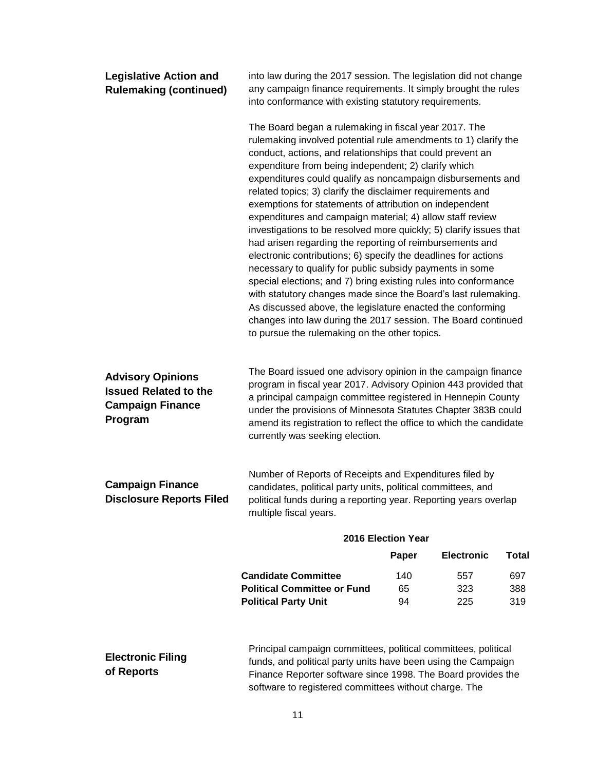## Legislative Action and Rulemaking (continued)

into law during the 2017 session. The legislation did not change any campaign finance requirements. It simply brought the rules into conformance with existing statutory requirements.

The Board began a rulemaking in fiscal year 2017. The rulemaking involved potential rule amendments to 1) clarify the conduct, actions, and relationships that could prevent an expenditure from being independent; 2) clarify which expenditures could qualify as noncampaign disbursements and related topics; 3) clarify the disclaimer requirements and exemptions for statements of attribution on independent expenditures and campaign material; 4) allow staff review investigations to be resolved more quickly; 5) clarify issues that had arisen regarding the reporting of reimbursements and electronic contributions; 6) specify the deadlines for actions necessary to qualify for public subsidy payments in some special elections; and 7) bring existing rules into conformance with statutory changes made since the Board's last rulemaking. As discussed above, the legislature enacted the conforming changes into law during the 2017 session. The Board continued to pursue the rulemaking on the other topics.

## Advisory Opinions Issued Related to the Campaign Finance Program

The Board issued one advisory opinion in the campaign finance program in fiscal year 2017. Advisory Opinion 443 provided that a principal campaign committee registered in Hennepin County under the provisions of Minnesota Statutes Chapter 383B could amend its registration to reflect the office to which the candidate currently was seeking election.

## Campaign Finance Disclosure Reports Filed

Number of Reports of Receipts and Expenditures filed by candidates, political party units, political committees, and political funds during a reporting year. Reporting years overlap multiple fiscal years.

**2016 Election Year**

| | Paper | Electronic | Total |
|---|---|---|---|
| **Candidate Committee** | 140 | 557 | 697 |
| **Political Committee or Fund** | 65 | 323 | 388 |
| **Political Party Unit** | 94 | 225 | 319 |

## Electronic Filing of Reports

Principal campaign committees, political committees, political funds, and political party units have been using the Campaign Finance Reporter software since 1998. The Board provides the software to registered committees without charge. The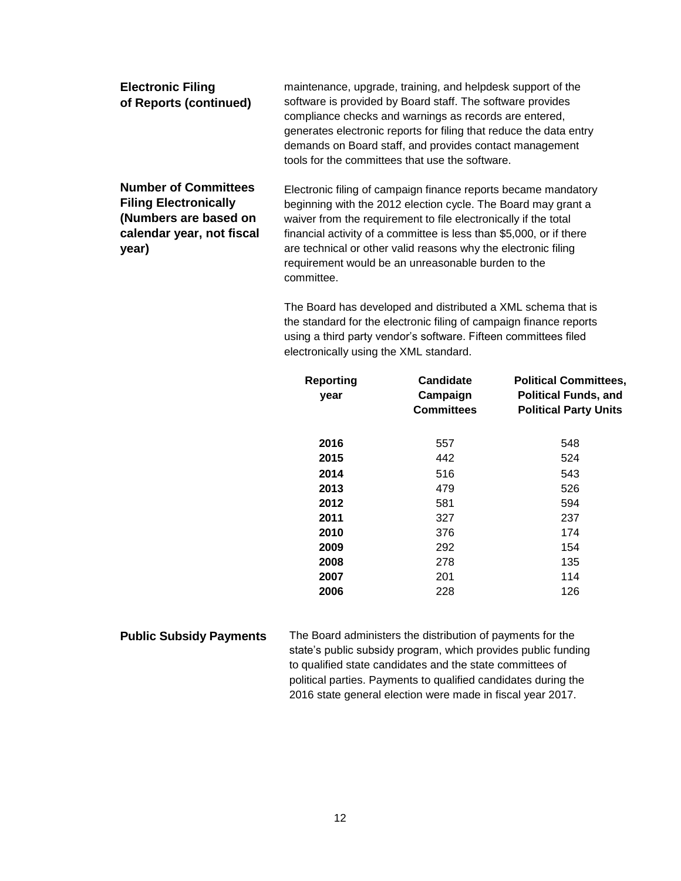## Electronic Filing of Reports (continued)

maintenance, upgrade, training, and helpdesk support of the software is provided by Board staff. The software provides compliance checks and warnings as records are entered, generates electronic reports for filing that reduce the data entry demands on Board staff, and provides contact management tools for the committees that use the software.

## Number of Committees Filing Electronically (Numbers are based on calendar year, not fiscal year)

Electronic filing of campaign finance reports became mandatory beginning with the 2012 election cycle. The Board may grant a waiver from the requirement to file electronically if the total financial activity of a committee is less than $5,000, or if there are technical or other valid reasons why the electronic filing requirement would be an unreasonable burden to the committee.

The Board has developed and distributed a XML schema that is the standard for the electronic filing of campaign finance reports using a third party vendor's software. Fifteen committees filed electronically using the XML standard.

| Reporting year | Candidate Campaign Committees | Political Committees, Political Funds, and Political Party Units |
|---|---|---|
| **2016** | 557 | 548 |
| **2015** | 442 | 524 |
| **2014** | 516 | 543 |
| **2013** | 479 | 526 |
| **2012** | 581 | 594 |
| **2011** | 327 | 237 |
| **2010** | 376 | 174 |
| **2009** | 292 | 154 |
| **2008** | 278 | 135 |
| **2007** | 201 | 114 |
| **2006** | 228 | 126 |

## Public Subsidy Payments

The Board administers the distribution of payments for the state's public subsidy program, which provides public funding to qualified state candidates and the state committees of political parties. Payments to qualified candidates during the 2016 state general election were made in fiscal year 2017.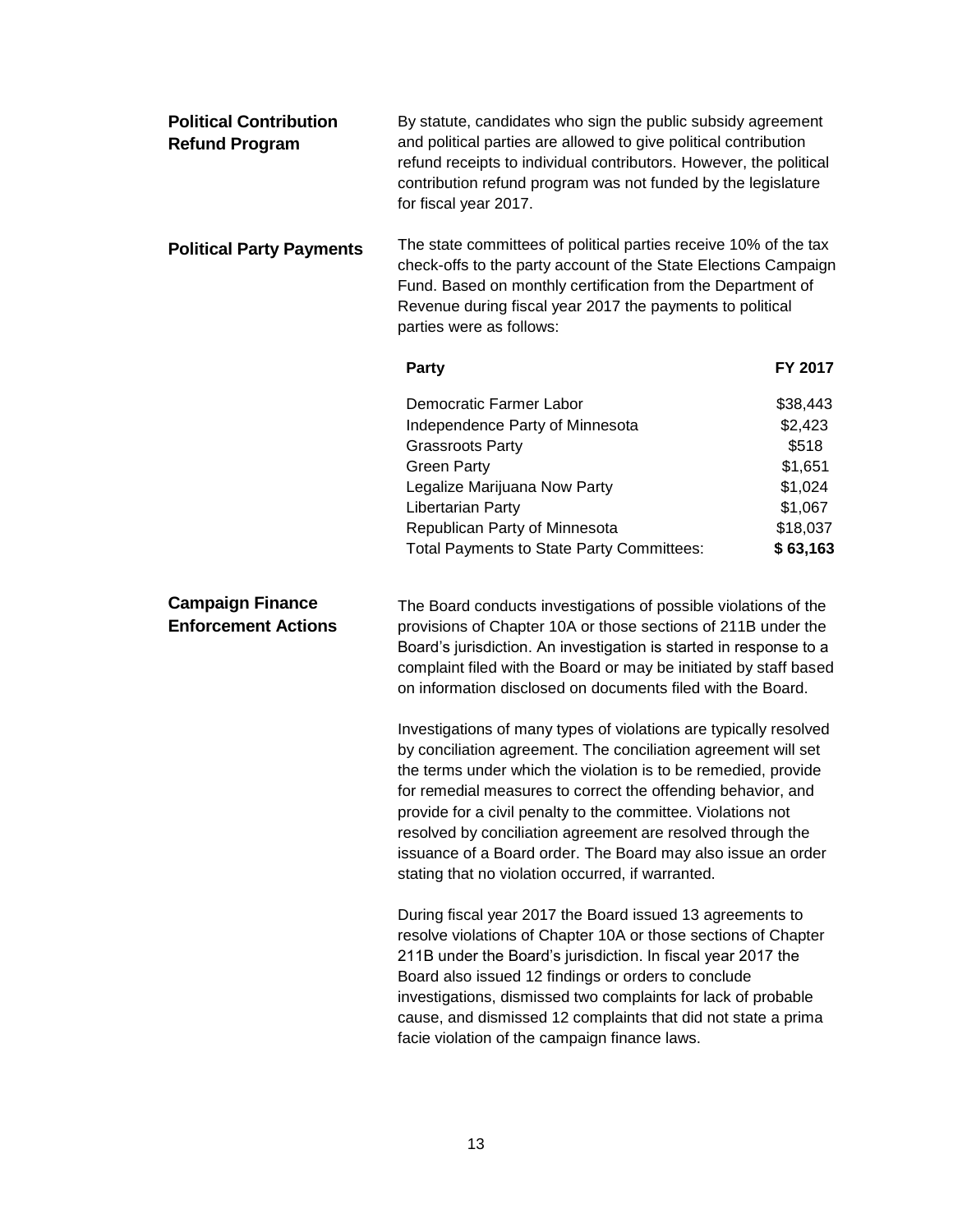## Political Contribution Refund Program

By statute, candidates who sign the public subsidy agreement and political parties are allowed to give political contribution refund receipts to individual contributors. However, the political contribution refund program was not funded by the legislature for fiscal year 2017.

## Political Party Payments

The state committees of political parties receive 10% of the tax check-offs to the party account of the State Elections Campaign Fund. Based on monthly certification from the Department of Revenue during fiscal year 2017 the payments to political parties were as follows:

| Party | FY 2017 |
|---|---|
| Democratic Farmer Labor | $38,443 |
| Independence Party of Minnesota | $2,423 |
| Grassroots Party | $518 |
| Green Party | $1,651 |
| Legalize Marijuana Now Party | $1,024 |
| Libertarian Party | $1,067 |
| Republican Party of Minnesota | $18,037 |
| Total Payments to State Party Committees: | **$ 63,163** |

## Campaign Finance Enforcement Actions

The Board conducts investigations of possible violations of the provisions of Chapter 10A or those sections of 211B under the Board's jurisdiction. An investigation is started in response to a complaint filed with the Board or may be initiated by staff based on information disclosed on documents filed with the Board.

Investigations of many types of violations are typically resolved by conciliation agreement. The conciliation agreement will set the terms under which the violation is to be remedied, provide for remedial measures to correct the offending behavior, and provide for a civil penalty to the committee. Violations not resolved by conciliation agreement are resolved through the issuance of a Board order. The Board may also issue an order stating that no violation occurred, if warranted.

During fiscal year 2017 the Board issued 13 agreements to resolve violations of Chapter 10A or those sections of Chapter 211B under the Board's jurisdiction. In fiscal year 2017 the Board also issued 12 findings or orders to conclude investigations, dismissed two complaints for lack of probable cause, and dismissed 12 complaints that did not state a prima facie violation of the campaign finance laws.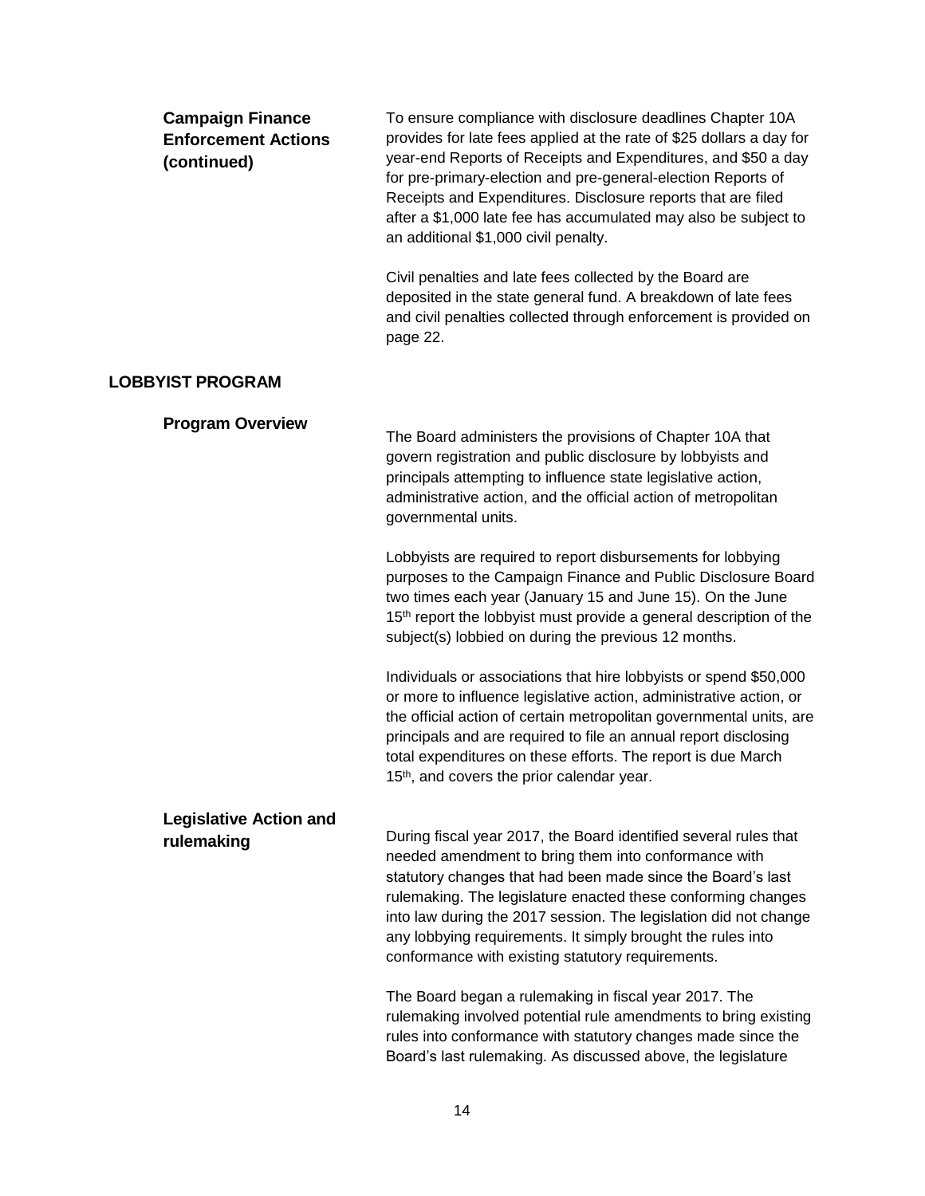### Campaign Finance Enforcement Actions (continued)

To ensure compliance with disclosure deadlines Chapter 10A provides for late fees applied at the rate of $25 dollars a day for year-end Reports of Receipts and Expenditures, and $50 a day for pre-primary-election and pre-general-election Reports of Receipts and Expenditures. Disclosure reports that are filed after a $1,000 late fee has accumulated may also be subject to an additional $1,000 civil penalty.

Civil penalties and late fees collected by the Board are deposited in the state general fund. A breakdown of late fees and civil penalties collected through enforcement is provided on page 22.

## LOBBYIST PROGRAM

### Program Overview

The Board administers the provisions of Chapter 10A that govern registration and public disclosure by lobbyists and principals attempting to influence state legislative action, administrative action, and the official action of metropolitan governmental units.

Lobbyists are required to report disbursements for lobbying purposes to the Campaign Finance and Public Disclosure Board two times each year (January 15 and June 15). On the June 15th report the lobbyist must provide a general description of the subject(s) lobbied on during the previous 12 months.

Individuals or associations that hire lobbyists or spend $50,000 or more to influence legislative action, administrative action, or the official action of certain metropolitan governmental units, are principals and are required to file an annual report disclosing total expenditures on these efforts. The report is due March 15th, and covers the prior calendar year.

### Legislative Action and rulemaking

During fiscal year 2017, the Board identified several rules that needed amendment to bring them into conformance with statutory changes that had been made since the Board's last rulemaking. The legislature enacted these conforming changes into law during the 2017 session. The legislation did not change any lobbying requirements. It simply brought the rules into conformance with existing statutory requirements.

The Board began a rulemaking in fiscal year 2017. The rulemaking involved potential rule amendments to bring existing rules into conformance with statutory changes made since the Board's last rulemaking. As discussed above, the legislature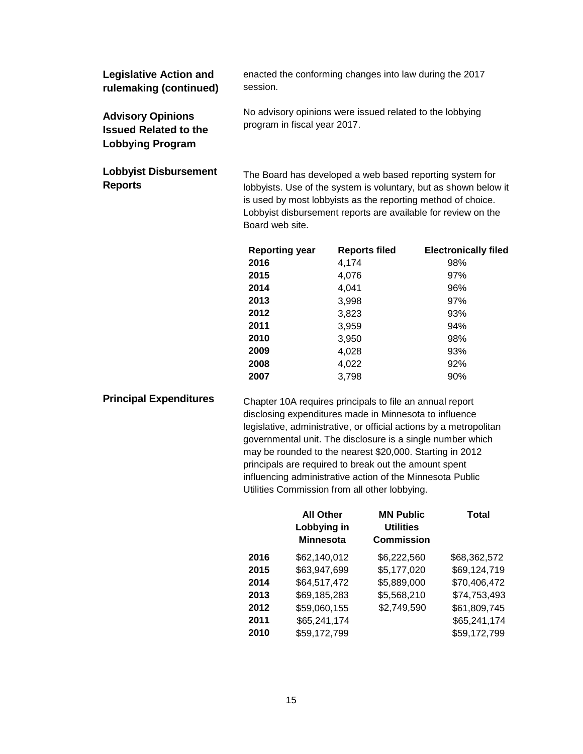## Legislative Action and rulemaking (continued)

enacted the conforming changes into law during the 2017 session.

## Advisory Opinions Issued Related to the Lobbying Program

No advisory opinions were issued related to the lobbying program in fiscal year 2017.

## Lobbyist Disbursement Reports

The Board has developed a web based reporting system for lobbyists. Use of the system is voluntary, but as shown below it is used by most lobbyists as the reporting method of choice. Lobbyist disbursement reports are available for review on the Board web site.

| Reporting year | Reports filed | Electronically filed |
|---|---|---|
| **2016** | 4,174 | 98% |
| **2015** | 4,076 | 97% |
| **2014** | 4,041 | 96% |
| **2013** | 3,998 | 97% |
| **2012** | 3,823 | 93% |
| **2011** | 3,959 | 94% |
| **2010** | 3,950 | 98% |
| **2009** | 4,028 | 93% |
| **2008** | 4,022 | 92% |
| **2007** | 3,798 | 90% |

## Principal Expenditures

Chapter 10A requires principals to file an annual report disclosing expenditures made in Minnesota to influence legislative, administrative, or official actions by a metropolitan governmental unit. The disclosure is a single number which may be rounded to the nearest $20,000. Starting in 2012 principals are required to break out the amount spent influencing administrative action of the Minnesota Public Utilities Commission from all other lobbying.

| | All Other Lobbying in Minnesota | MN Public Utilities Commission | Total |
|---|---|---|---|
| **2016** | $62,140,012 | $6,222,560 | $68,362,572 |
| **2015** | $63,947,699 | $5,177,020 | $69,124,719 |
| **2014** | $64,517,472 | $5,889,000 | $70,406,472 |
| **2013** | $69,185,283 | $5,568,210 | $74,753,493 |
| **2012** | $59,060,155 | $2,749,590 | $61,809,745 |
| **2011** | $65,241,174 | | $65,241,174 |
| **2010** | $59,172,799 | | $59,172,799 |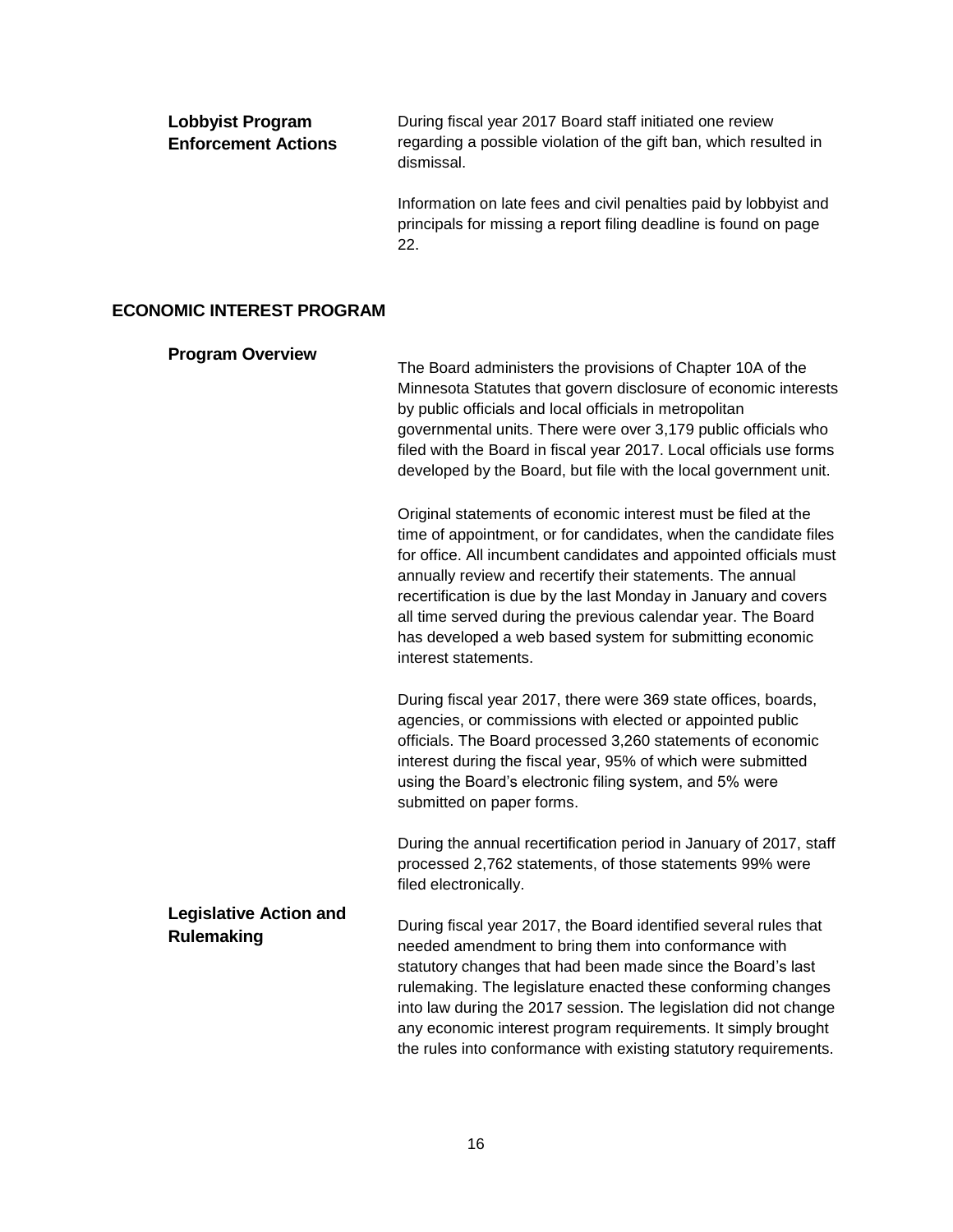### Lobbyist Program Enforcement Actions

During fiscal year 2017 Board staff initiated one review regarding a possible violation of the gift ban, which resulted in dismissal.

Information on late fees and civil penalties paid by lobbyist and principals for missing a report filing deadline is found on page 22.

## ECONOMIC INTEREST PROGRAM

### Program Overview

The Board administers the provisions of Chapter 10A of the Minnesota Statutes that govern disclosure of economic interests by public officials and local officials in metropolitan governmental units. There were over 3,179 public officials who filed with the Board in fiscal year 2017. Local officials use forms developed by the Board, but file with the local government unit.

Original statements of economic interest must be filed at the time of appointment, or for candidates, when the candidate files for office. All incumbent candidates and appointed officials must annually review and recertify their statements. The annual recertification is due by the last Monday in January and covers all time served during the previous calendar year. The Board has developed a web based system for submitting economic interest statements.

During fiscal year 2017, there were 369 state offices, boards, agencies, or commissions with elected or appointed public officials. The Board processed 3,260 statements of economic interest during the fiscal year, 95% of which were submitted using the Board's electronic filing system, and 5% were submitted on paper forms.

During the annual recertification period in January of 2017, staff processed 2,762 statements, of those statements 99% were filed electronically.

### Legislative Action and Rulemaking

During fiscal year 2017, the Board identified several rules that needed amendment to bring them into conformance with statutory changes that had been made since the Board's last rulemaking. The legislature enacted these conforming changes into law during the 2017 session. The legislation did not change any economic interest program requirements. It simply brought the rules into conformance with existing statutory requirements.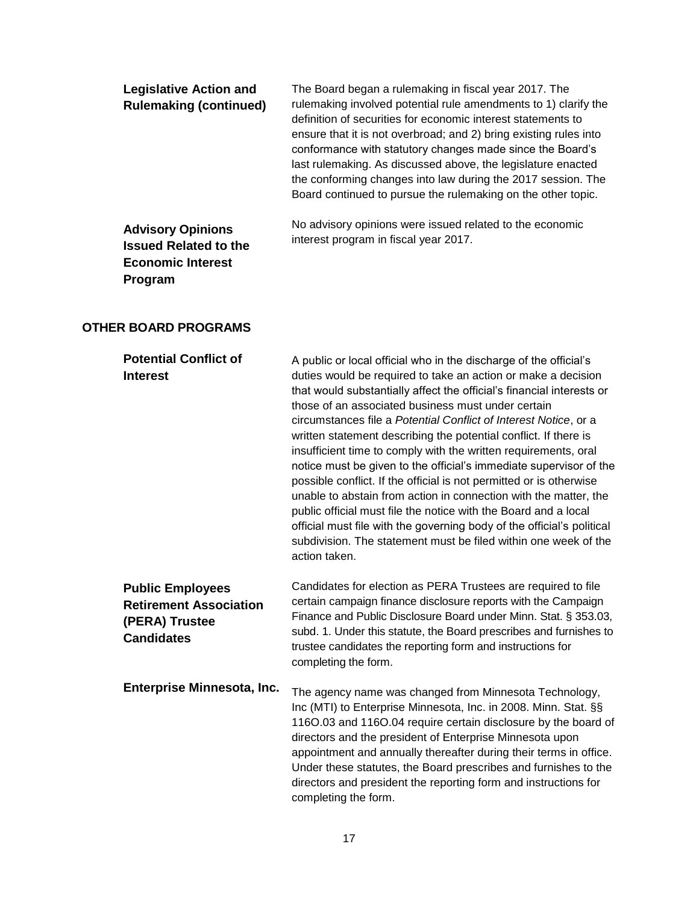### Legislative Action and Rulemaking (continued)

The Board began a rulemaking in fiscal year 2017. The rulemaking involved potential rule amendments to 1) clarify the definition of securities for economic interest statements to ensure that it is not overbroad; and 2) bring existing rules into conformance with statutory changes made since the Board's last rulemaking. As discussed above, the legislature enacted the conforming changes into law during the 2017 session. The Board continued to pursue the rulemaking on the other topic.

### Advisory Opinions Issued Related to the Economic Interest Program

No advisory opinions were issued related to the economic interest program in fiscal year 2017.

## OTHER BOARD PROGRAMS

### Potential Conflict of Interest

A public or local official who in the discharge of the official's duties would be required to take an action or make a decision that would substantially affect the official's financial interests or those of an associated business must under certain circumstances file a *Potential Conflict of Interest Notice*, or a written statement describing the potential conflict. If there is insufficient time to comply with the written requirements, oral notice must be given to the official's immediate supervisor of the possible conflict. If the official is not permitted or is otherwise unable to abstain from action in connection with the matter, the public official must file the notice with the Board and a local official must file with the governing body of the official's political subdivision. The statement must be filed within one week of the action taken.

### Public Employees Retirement Association (PERA) Trustee Candidates

Candidates for election as PERA Trustees are required to file certain campaign finance disclosure reports with the Campaign Finance and Public Disclosure Board under Minn. Stat. § 353.03, subd. 1. Under this statute, the Board prescribes and furnishes to trustee candidates the reporting form and instructions for completing the form.

### Enterprise Minnesota, Inc.

The agency name was changed from Minnesota Technology, Inc (MTI) to Enterprise Minnesota, Inc. in 2008. Minn. Stat. §§ 116O.03 and 116O.04 require certain disclosure by the board of directors and the president of Enterprise Minnesota upon appointment and annually thereafter during their terms in office. Under these statutes, the Board prescribes and furnishes to the directors and president the reporting form and instructions for completing the form.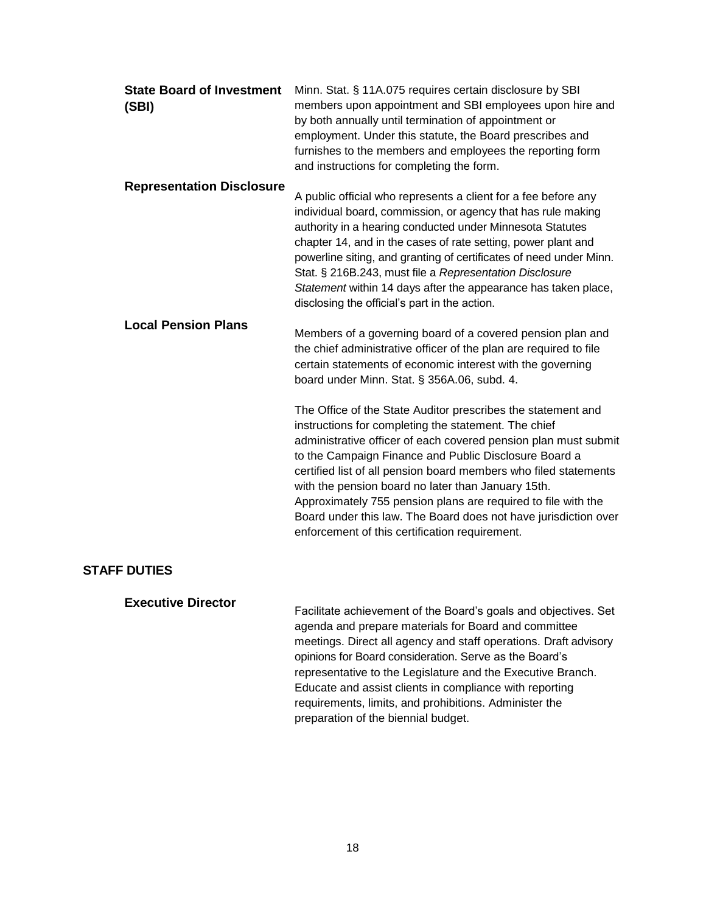### State Board of Investment (SBI)

Minn. Stat. § 11A.075 requires certain disclosure by SBI members upon appointment and SBI employees upon hire and by both annually until termination of appointment or employment. Under this statute, the Board prescribes and furnishes to the members and employees the reporting form and instructions for completing the form.

### Representation Disclosure

A public official who represents a client for a fee before any individual board, commission, or agency that has rule making authority in a hearing conducted under Minnesota Statutes chapter 14, and in the cases of rate setting, power plant and powerline siting, and granting of certificates of need under Minn. Stat. § 216B.243, must file a *Representation Disclosure Statement* within 14 days after the appearance has taken place, disclosing the official's part in the action.

### Local Pension Plans

Members of a governing board of a covered pension plan and the chief administrative officer of the plan are required to file certain statements of economic interest with the governing board under Minn. Stat. § 356A.06, subd. 4.

The Office of the State Auditor prescribes the statement and instructions for completing the statement. The chief administrative officer of each covered pension plan must submit to the Campaign Finance and Public Disclosure Board a certified list of all pension board members who filed statements with the pension board no later than January 15th. Approximately 755 pension plans are required to file with the Board under this law. The Board does not have jurisdiction over enforcement of this certification requirement.

## STAFF DUTIES

### Executive Director

Facilitate achievement of the Board's goals and objectives. Set agenda and prepare materials for Board and committee meetings. Direct all agency and staff operations. Draft advisory opinions for Board consideration. Serve as the Board's representative to the Legislature and the Executive Branch. Educate and assist clients in compliance with reporting requirements, limits, and prohibitions. Administer the preparation of the biennial budget.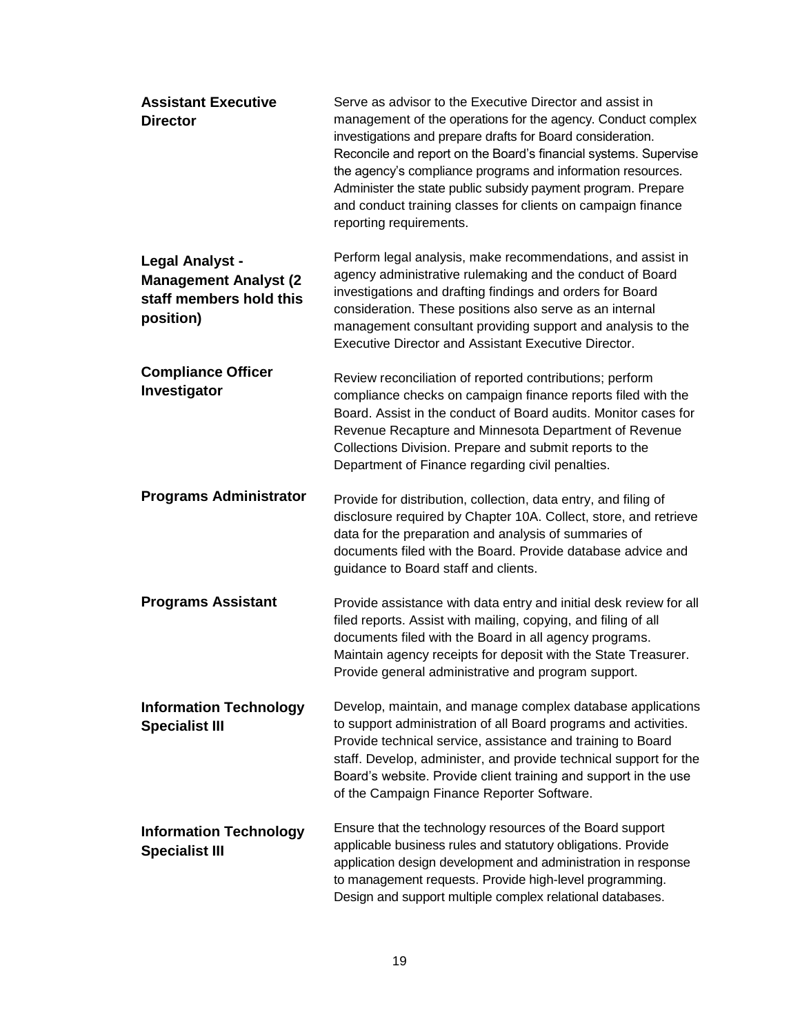| | |
|---|---|
| **Assistant Executive Director** | Serve as advisor to the Executive Director and assist in management of the operations for the agency. Conduct complex investigations and prepare drafts for Board consideration. Reconcile and report on the Board's financial systems. Supervise the agency's compliance programs and information resources. Administer the state public subsidy payment program. Prepare and conduct training classes for clients on campaign finance reporting requirements. |
| **Legal Analyst - Management Analyst (2 staff members hold this position)** | Perform legal analysis, make recommendations, and assist in agency administrative rulemaking and the conduct of Board investigations and drafting findings and orders for Board consideration. These positions also serve as an internal management consultant providing support and analysis to the Executive Director and Assistant Executive Director. |
| **Compliance Officer Investigator** | Review reconciliation of reported contributions; perform compliance checks on campaign finance reports filed with the Board. Assist in the conduct of Board audits. Monitor cases for Revenue Recapture and Minnesota Department of Revenue Collections Division. Prepare and submit reports to the Department of Finance regarding civil penalties. |
| **Programs Administrator** | Provide for distribution, collection, data entry, and filing of disclosure required by Chapter 10A. Collect, store, and retrieve data for the preparation and analysis of summaries of documents filed with the Board. Provide database advice and guidance to Board staff and clients. |
| **Programs Assistant** | Provide assistance with data entry and initial desk review for all filed reports. Assist with mailing, copying, and filing of all documents filed with the Board in all agency programs. Maintain agency receipts for deposit with the State Treasurer. Provide general administrative and program support. |
| **Information Technology Specialist III** | Develop, maintain, and manage complex database applications to support administration of all Board programs and activities. Provide technical service, assistance and training to Board staff. Develop, administer, and provide technical support for the Board's website. Provide client training and support in the use of the Campaign Finance Reporter Software. |
| **Information Technology Specialist III** | Ensure that the technology resources of the Board support applicable business rules and statutory obligations. Provide application design development and administration in response to management requests. Provide high-level programming. Design and support multiple complex relational databases. |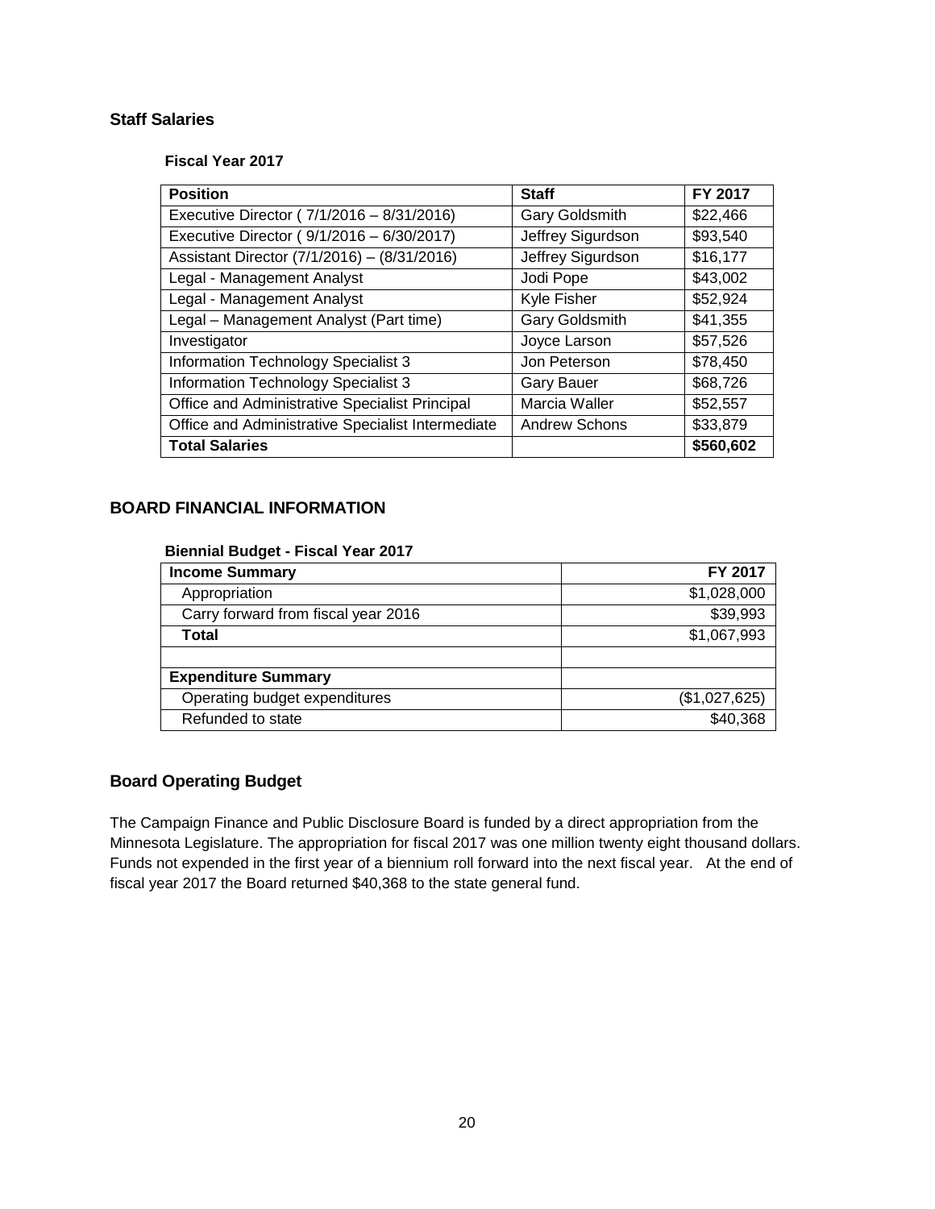## Staff Salaries

**Fiscal Year 2017**

| Position | Staff | FY 2017 |
|---|---|---|
| Executive Director ( 7/1/2016 – 8/31/2016) | Gary Goldsmith | $22,466 |
| Executive Director ( 9/1/2016 – 6/30/2017) | Jeffrey Sigurdson | $93,540 |
| Assistant Director (7/1/2016) – (8/31/2016) | Jeffrey Sigurdson | $16,177 |
| Legal - Management Analyst | Jodi Pope | $43,002 |
| Legal - Management Analyst | Kyle Fisher | $52,924 |
| Legal – Management Analyst (Part time) | Gary Goldsmith | $41,355 |
| Investigator | Joyce Larson | $57,526 |
| Information Technology Specialist 3 | Jon Peterson | $78,450 |
| Information Technology Specialist 3 | Gary Bauer | $68,726 |
| Office and Administrative Specialist Principal | Marcia Waller | $52,557 |
| Office and Administrative Specialist Intermediate | Andrew Schons | $33,879 |
| **Total Salaries** | | **$560,602** |

## BOARD FINANCIAL INFORMATION

**Biennial Budget - Fiscal Year 2017**

| **Income Summary** | **FY 2017** |
|---|---|
| Appropriation | $1,028,000 |
| Carry forward from fiscal year 2016 | $39,993 |
| **Total** | $1,067,993 |
| | |
| **Expenditure Summary** | |
| Operating budget expenditures | ($1,027,625) |
| Refunded to state | $40,368 |

## Board Operating Budget

The Campaign Finance and Public Disclosure Board is funded by a direct appropriation from the Minnesota Legislature. The appropriation for fiscal 2017 was one million twenty eight thousand dollars. Funds not expended in the first year of a biennium roll forward into the next fiscal year. At the end of fiscal year 2017 the Board returned $40,368 to the state general fund.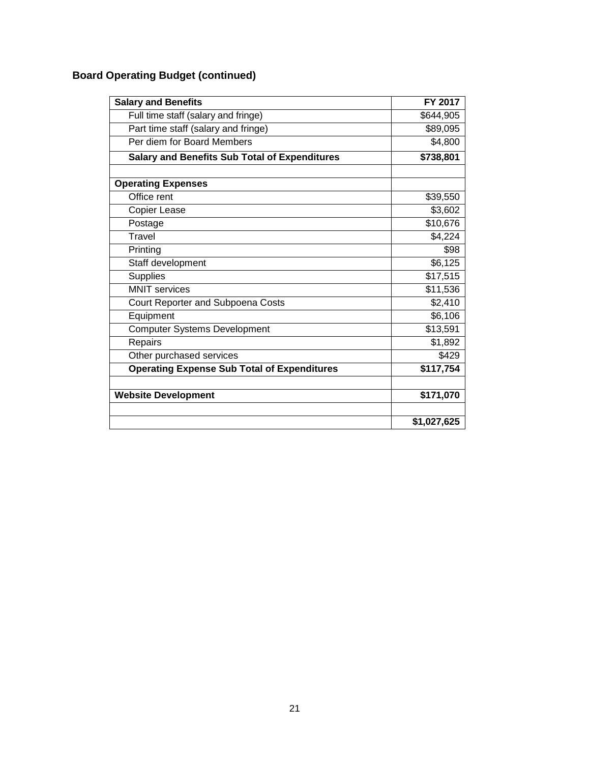**Board Operating Budget (continued)**

| **Salary and Benefits** | **FY 2017** |
|---|---|
| Full time staff (salary and fringe) | $644,905 |
| Part time staff (salary and fringe) | $89,095 |
| Per diem for Board Members | $4,800 |
| **Salary and Benefits Sub Total of Expenditures** | **$738,801** |
| | |
| **Operating Expenses** | |
| Office rent | $39,550 |
| Copier Lease | $3,602 |
| Postage | $10,676 |
| Travel | $4,224 |
| Printing | $98 |
| Staff development | $6,125 |
| Supplies | $17,515 |
| MNIT services | $11,536 |
| Court Reporter and Subpoena Costs | $2,410 |
| Equipment | $6,106 |
| Computer Systems Development | $13,591 |
| Repairs | $1,892 |
| Other purchased services | $429 |
| **Operating Expense Sub Total of Expenditures** | **$117,754** |
| | |
| **Website Development** | **$171,070** |
| | |
| | **$1,027,625** |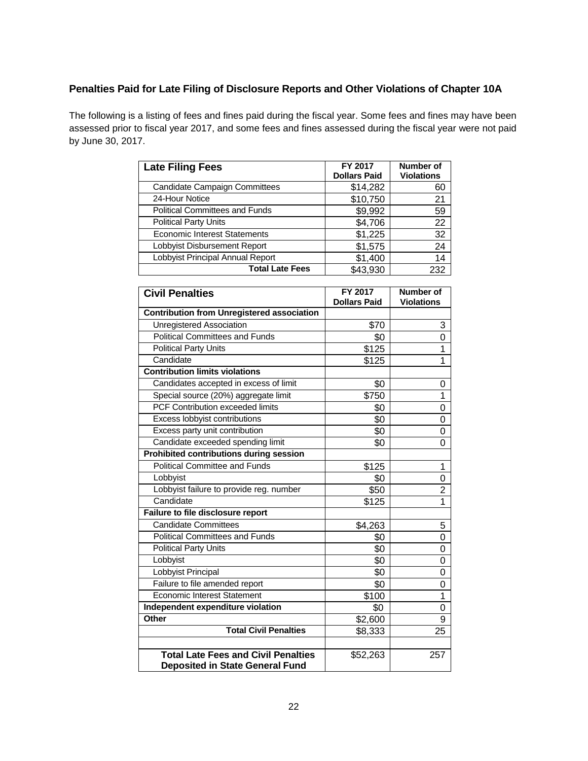**Penalties Paid for Late Filing of Disclosure Reports and Other Violations of Chapter 10A**

The following is a listing of fees and fines paid during the fiscal year. Some fees and fines may have been assessed prior to fiscal year 2017, and some fees and fines assessed during the fiscal year were not paid by June 30, 2017.

| Late Filing Fees | FY 2017 Dollars Paid | Number of Violations |
|---|---|---|
| Candidate Campaign Committees | $14,282 | 60 |
| 24-Hour Notice | $10,750 | 21 |
| Political Committees and Funds | $9,992 | 59 |
| Political Party Units | $4,706 | 22 |
| Economic Interest Statements | $1,225 | 32 |
| Lobbyist Disbursement Report | $1,575 | 24 |
| Lobbyist Principal Annual Report | $1,400 | 14 |
| **Total Late Fees** | $43,930 | 232 |

| Civil Penalties | FY 2017 Dollars Paid | Number of Violations |
|---|---|---|
| **Contribution from Unregistered association** | | |
| Unregistered Association | $70 | 3 |
| Political Committees and Funds | $0 | 0 |
| Political Party Units | $125 | 1 |
| Candidate | $125 | 1 |
| **Contribution limits violations** | | |
| Candidates accepted in excess of limit | $0 | 0 |
| Special source (20%) aggregate limit | $750 | 1 |
| PCF Contribution exceeded limits | $0 | 0 |
| Excess lobbyist contributions | $0 | 0 |
| Excess party unit contribution | $0 | 0 |
| Candidate exceeded spending limit | $0 | 0 |
| **Prohibited contributions during session** | | |
| Political Committee and Funds | $125 | 1 |
| Lobbyist | $0 | 0 |
| Lobbyist failure to provide reg. number | $50 | 2 |
| Candidate | $125 | 1 |
| **Failure to file disclosure report** | | |
| Candidate Committees | $4,263 | 5 |
| Political Committees and Funds | $0 | 0 |
| Political Party Units | $0 | 0 |
| Lobbyist | $0 | 0 |
| Lobbyist Principal | $0 | 0 |
| Failure to file amended report | $0 | 0 |
| Economic Interest Statement | $100 | 1 |
| **Independent expenditure violation** | $0 | 0 |
| **Other** | $2,600 | 9 |
| **Total Civil Penalties** | $8,333 | 25 |
| | | |
| **Total Late Fees and Civil Penalties Deposited in State General Fund** | $52,263 | 257 |